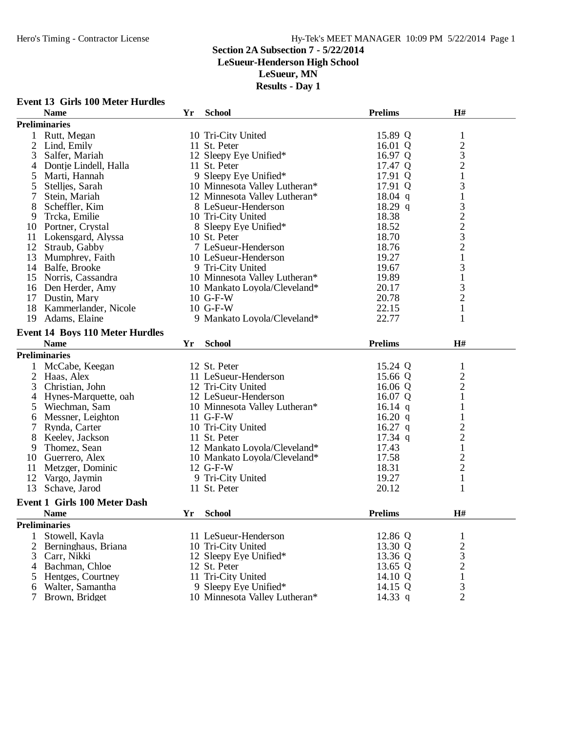# Section 2A Subsection 7 - 5/22/2014
## LeSueur-Henderson High School
## LeSueur, MN
## Results - Day 1

### Event 13 Girls 100 Meter Hurdles

| | Name | Yr | School | Prelims | | H# |
|---|---|---|---|---|---|---|
| **Preliminaries** | | | | | | |
| 1 | Rutt, Megan | 10 | Tri-City United | 15.89 | Q | 1 |
| 2 | Lind, Emily | 11 | St. Peter | 16.01 | Q | 2 |
| 3 | Salfer, Mariah | 12 | Sleepy Eye Unified* | 16.97 | Q | 3 |
| 4 | Dontje Lindell, Halla | 11 | St. Peter | 17.47 | Q | 2 |
| 5 | Marti, Hannah | 9 | Sleepy Eye Unified* | 17.91 | Q | 1 |
| 5 | Stelljes, Sarah | 10 | Minnesota Valley Lutheran* | 17.91 | Q | 3 |
| 7 | Stein, Mariah | 12 | Minnesota Valley Lutheran* | 18.04 | q | 1 |
| 8 | Scheffler, Kim | 8 | LeSueur-Henderson | 18.29 | q | 3 |
| 9 | Trcka, Emilie | 10 | Tri-City United | 18.38 | | 2 |
| 10 | Portner, Crystal | 8 | Sleepy Eye Unified* | 18.52 | | 2 |
| 11 | Lokensgard, Alyssa | 10 | St. Peter | 18.70 | | 3 |
| 12 | Straub, Gabby | 7 | LeSueur-Henderson | 18.76 | | 2 |
| 13 | Mumphrey, Faith | 10 | LeSueur-Henderson | 19.27 | | 1 |
| 14 | Balfe, Brooke | 9 | Tri-City United | 19.67 | | 3 |
| 15 | Norris, Cassandra | 10 | Minnesota Valley Lutheran* | 19.89 | | 1 |
| 16 | Den Herder, Amy | 10 | Mankato Loyola/Cleveland* | 20.17 | | 3 |
| 17 | Dustin, Mary | 10 | G-F-W | 20.78 | | 2 |
| 18 | Kammerlander, Nicole | 10 | G-F-W | 22.15 | | 1 |
| 19 | Adams, Elaine | 9 | Mankato Loyola/Cleveland* | 22.77 | | 1 |

### Event 14 Boys 110 Meter Hurdles

| | Name | Yr | School | Prelims | | H# |
|---|---|---|---|---|---|---|
| **Preliminaries** | | | | | | |
| 1 | McCabe, Keegan | 12 | St. Peter | 15.24 | Q | 1 |
| 2 | Haas, Alex | 11 | LeSueur-Henderson | 15.66 | Q | 2 |
| 3 | Christian, John | 12 | Tri-City United | 16.06 | Q | 2 |
| 4 | Hynes-Marquette, oah | 12 | LeSueur-Henderson | 16.07 | Q | 1 |
| 5 | Wiechman, Sam | 10 | Minnesota Valley Lutheran* | 16.14 | q | 1 |
| 6 | Messner, Leighton | 11 | G-F-W | 16.20 | q | 1 |
| 7 | Rynda, Carter | 10 | Tri-City United | 16.27 | q | 2 |
| 8 | Keeley, Jackson | 11 | St. Peter | 17.34 | q | 2 |
| 9 | Thomez, Sean | 12 | Mankato Loyola/Cleveland* | 17.43 | | 1 |
| 10 | Guerrero, Alex | 10 | Mankato Loyola/Cleveland* | 17.58 | | 2 |
| 11 | Metzger, Dominic | 12 | G-F-W | 18.31 | | 2 |
| 12 | Vargo, Jaymin | 9 | Tri-City United | 19.27 | | 1 |
| 13 | Schave, Jarod | 11 | St. Peter | 20.12 | | 1 |

### Event 1 Girls 100 Meter Dash

| | Name | Yr | School | Prelims | | H# |
|---|---|---|---|---|---|---|
| **Preliminaries** | | | | | | |
| 1 | Stowell, Kayla | 11 | LeSueur-Henderson | 12.86 | Q | 1 |
| 2 | Berninghaus, Briana | 10 | Tri-City United | 13.30 | Q | 2 |
| 3 | Carr, Nikki | 12 | Sleepy Eye Unified* | 13.36 | Q | 3 |
| 4 | Bachman, Chloe | 12 | St. Peter | 13.65 | Q | 2 |
| 5 | Hentges, Courtney | 11 | Tri-City United | 14.10 | Q | 1 |
| 6 | Walter, Samantha | 9 | Sleepy Eye Unified* | 14.15 | Q | 3 |
| 7 | Brown, Bridget | 10 | Minnesota Valley Lutheran* | 14.33 | q | 2 |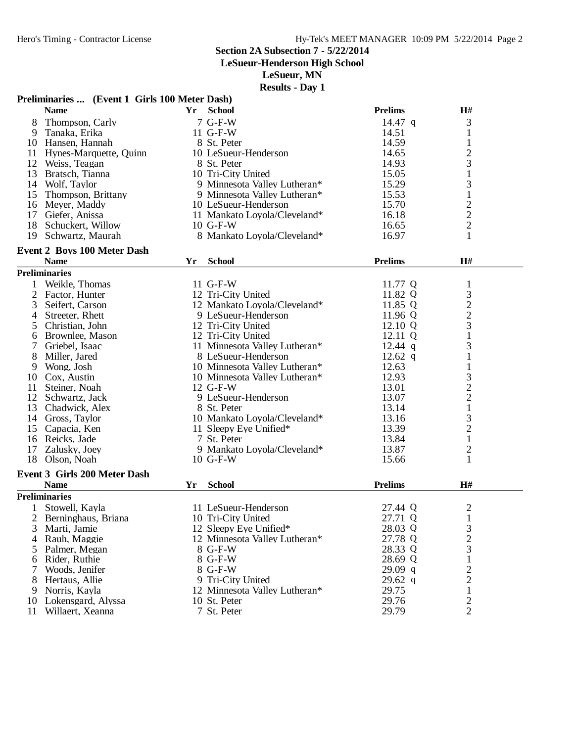**Section 2A Subsection 7 - 5/22/2014**
**LeSueur-Henderson High School**
**LeSueur, MN**
**Results - Day 1**

### Preliminaries ... (Event 1 Girls 100 Meter Dash)

| | Name | Yr | School | Prelims | H# |
|---|---|---|---|---|---|
| 8 | Thompson, Carly | 7 | G-F-W | 14.47 q | 3 |
| 9 | Tanaka, Erika | 11 | G-F-W | 14.51 | 1 |
| 10 | Hansen, Hannah | 8 | St. Peter | 14.59 | 1 |
| 11 | Hynes-Marquette, Quinn | 10 | LeSueur-Henderson | 14.65 | 2 |
| 12 | Weiss, Teagan | 8 | St. Peter | 14.93 | 3 |
| 13 | Bratsch, Tianna | 10 | Tri-City United | 15.05 | 1 |
| 14 | Wolf, Taylor | 9 | Minnesota Valley Lutheran* | 15.29 | 3 |
| 15 | Thompson, Brittany | 9 | Minnesota Valley Lutheran* | 15.53 | 1 |
| 16 | Meyer, Maddy | 10 | LeSueur-Henderson | 15.70 | 2 |
| 17 | Giefer, Anissa | 11 | Mankato Loyola/Cleveland* | 16.18 | 2 |
| 18 | Schuckert, Willow | 10 | G-F-W | 16.65 | 2 |
| 19 | Schwartz, Maurah | 8 | Mankato Loyola/Cleveland* | 16.97 | 1 |

### Event 2 Boys 100 Meter Dash

**Preliminaries**

| | Name | Yr | School | Prelims | H# |
|---|---|---|---|---|---|
| 1 | Weikle, Thomas | 11 | G-F-W | 11.77 Q | 1 |
| 2 | Factor, Hunter | 12 | Tri-City United | 11.82 Q | 3 |
| 3 | Seifert, Carson | 12 | Mankato Loyola/Cleveland* | 11.85 Q | 2 |
| 4 | Streeter, Rhett | 9 | LeSueur-Henderson | 11.96 Q | 2 |
| 5 | Christian, John | 12 | Tri-City United | 12.10 Q | 3 |
| 6 | Brownlee, Mason | 12 | Tri-City United | 12.11 Q | 1 |
| 7 | Griebel, Isaac | 11 | Minnesota Valley Lutheran* | 12.44 q | 3 |
| 8 | Miller, Jared | 8 | LeSueur-Henderson | 12.62 q | 1 |
| 9 | Wong, Josh | 10 | Minnesota Valley Lutheran* | 12.63 | 1 |
| 10 | Cox, Austin | 10 | Minnesota Valley Lutheran* | 12.93 | 3 |
| 11 | Steiner, Noah | 12 | G-F-W | 13.01 | 2 |
| 12 | Schwartz, Jack | 9 | LeSueur-Henderson | 13.07 | 2 |
| 13 | Chadwick, Alex | 8 | St. Peter | 13.14 | 1 |
| 14 | Gross, Taylor | 10 | Mankato Loyola/Cleveland* | 13.16 | 3 |
| 15 | Capacia, Ken | 11 | Sleepy Eye Unified* | 13.39 | 2 |
| 16 | Reicks, Jade | 7 | St. Peter | 13.84 | 1 |
| 17 | Zalusky, Joey | 9 | Mankato Loyola/Cleveland* | 13.87 | 2 |
| 18 | Olson, Noah | 10 | G-F-W | 15.66 | 1 |

### Event 3 Girls 200 Meter Dash

**Preliminaries**

| | Name | Yr | School | Prelims | H# |
|---|---|---|---|---|---|
| 1 | Stowell, Kayla | 11 | LeSueur-Henderson | 27.44 Q | 2 |
| 2 | Berninghaus, Briana | 10 | Tri-City United | 27.71 Q | 1 |
| 3 | Marti, Jamie | 12 | Sleepy Eye Unified* | 28.03 Q | 3 |
| 4 | Rauh, Maggie | 12 | Minnesota Valley Lutheran* | 27.78 Q | 2 |
| 5 | Palmer, Megan | 8 | G-F-W | 28.33 Q | 3 |
| 6 | Rider, Ruthie | 8 | G-F-W | 28.69 Q | 1 |
| 7 | Woods, Jenifer | 8 | G-F-W | 29.09 q | 2 |
| 8 | Hertaus, Allie | 9 | Tri-City United | 29.62 q | 2 |
| 9 | Norris, Kayla | 12 | Minnesota Valley Lutheran* | 29.75 | 1 |
| 10 | Lokensgard, Alyssa | 10 | St. Peter | 29.76 | 2 |
| 11 | Willaert, Xeanna | 7 | St. Peter | 29.79 | 2 |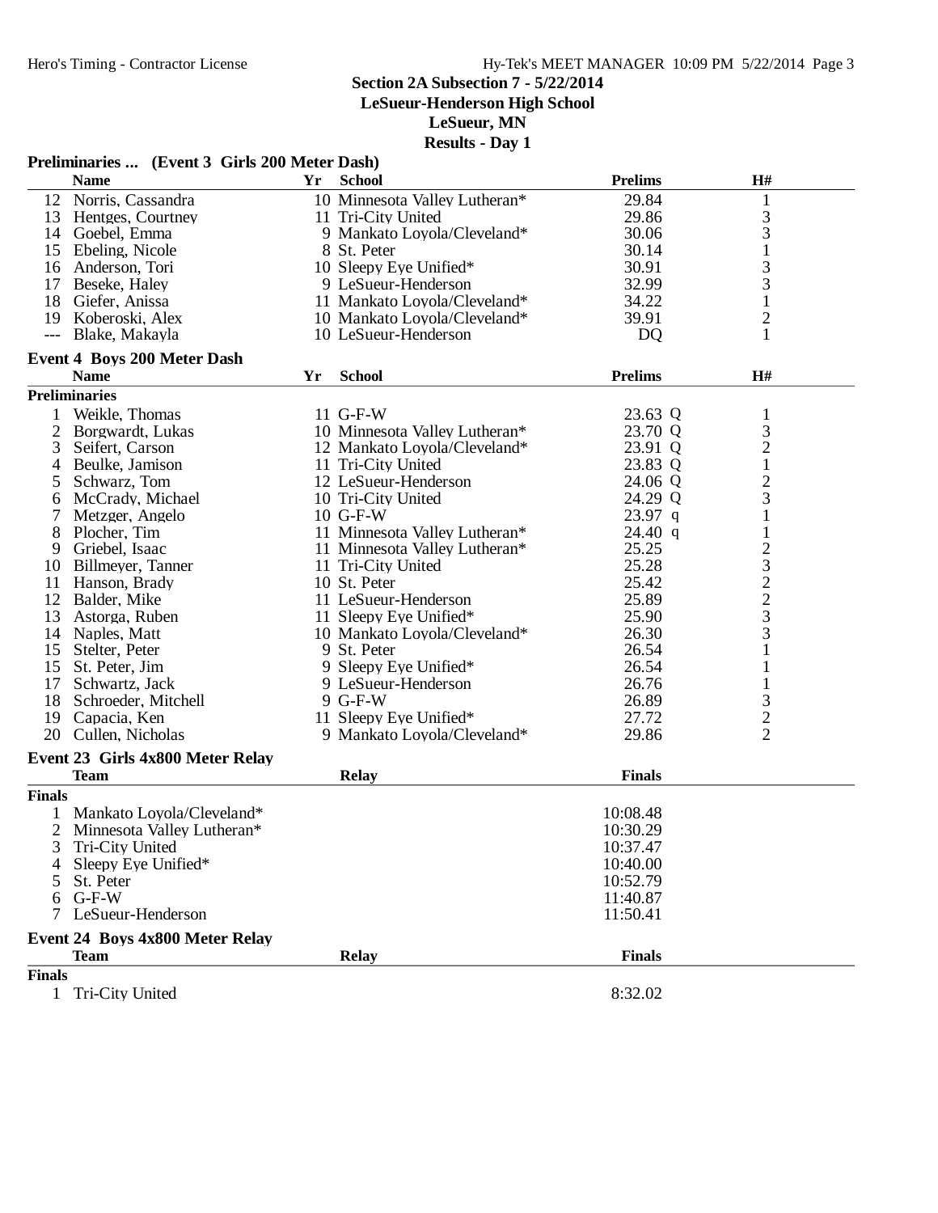## Section 2A Subsection 7 - 5/22/2014
**LeSueur-Henderson High School**
**LeSueur, MN**
**Results - Day 1**

### Preliminaries ... (Event 3 Girls 200 Meter Dash)

| | Name | Yr | School | Prelims | H# |
|---|---|---|---|---|---|
| 12 | Norris, Cassandra | 10 | Minnesota Valley Lutheran* | 29.84 | 1 |
| 13 | Hentges, Courtney | 11 | Tri-City United | 29.86 | 3 |
| 14 | Goebel, Emma | 9 | Mankato Loyola/Cleveland* | 30.06 | 3 |
| 15 | Ebeling, Nicole | 8 | St. Peter | 30.14 | 1 |
| 16 | Anderson, Tori | 10 | Sleepy Eye Unified* | 30.91 | 3 |
| 17 | Beseke, Haley | 9 | LeSueur-Henderson | 32.99 | 3 |
| 18 | Giefer, Anissa | 11 | Mankato Loyola/Cleveland* | 34.22 | 1 |
| 19 | Koberoski, Alex | 10 | Mankato Loyola/Cleveland* | 39.91 | 2 |
| --- | Blake, Makayla | 10 | LeSueur-Henderson | DQ | 1 |

### Event 4 Boys 200 Meter Dash

**Preliminaries**

| | Name | Yr | School | Prelims | H# |
|---|---|---|---|---|---|
| 1 | Weikle, Thomas | 11 | G-F-W | 23.63 Q | 1 |
| 2 | Borgwardt, Lukas | 10 | Minnesota Valley Lutheran* | 23.70 Q | 3 |
| 3 | Seifert, Carson | 12 | Mankato Loyola/Cleveland* | 23.91 Q | 2 |
| 4 | Beulke, Jamison | 11 | Tri-City United | 23.83 Q | 1 |
| 5 | Schwarz, Tom | 12 | LeSueur-Henderson | 24.06 Q | 2 |
| 6 | McCrady, Michael | 10 | Tri-City United | 24.29 Q | 3 |
| 7 | Metzger, Angelo | 10 | G-F-W | 23.97 q | 1 |
| 8 | Plocher, Tim | 11 | Minnesota Valley Lutheran* | 24.40 q | 1 |
| 9 | Griebel, Isaac | 11 | Minnesota Valley Lutheran* | 25.25 | 2 |
| 10 | Billmeyer, Tanner | 11 | Tri-City United | 25.28 | 3 |
| 11 | Hanson, Brady | 10 | St. Peter | 25.42 | 2 |
| 12 | Balder, Mike | 11 | LeSueur-Henderson | 25.89 | 2 |
| 13 | Astorga, Ruben | 11 | Sleepy Eye Unified* | 25.90 | 3 |
| 14 | Naples, Matt | 10 | Mankato Loyola/Cleveland* | 26.30 | 3 |
| 15 | Stelter, Peter | 9 | St. Peter | 26.54 | 1 |
| 15 | St. Peter, Jim | 9 | Sleepy Eye Unified* | 26.54 | 1 |
| 17 | Schwartz, Jack | 9 | LeSueur-Henderson | 26.76 | 1 |
| 18 | Schroeder, Mitchell | 9 | G-F-W | 26.89 | 3 |
| 19 | Capacia, Ken | 11 | Sleepy Eye Unified* | 27.72 | 2 |
| 20 | Cullen, Nicholas | 9 | Mankato Loyola/Cleveland* | 29.86 | 2 |

### Event 23 Girls 4x800 Meter Relay

**Finals**

| | Team | Relay | Finals |
|---|---|---|---|
| 1 | Mankato Loyola/Cleveland* | | 10:08.48 |
| 2 | Minnesota Valley Lutheran* | | 10:30.29 |
| 3 | Tri-City United | | 10:37.47 |
| 4 | Sleepy Eye Unified* | | 10:40.00 |
| 5 | St. Peter | | 10:52.79 |
| 6 | G-F-W | | 11:40.87 |
| 7 | LeSueur-Henderson | | 11:50.41 |

### Event 24 Boys 4x800 Meter Relay

**Finals**

| | Team | Relay | Finals |
|---|---|---|---|
| 1 | Tri-City United | | 8:32.02 |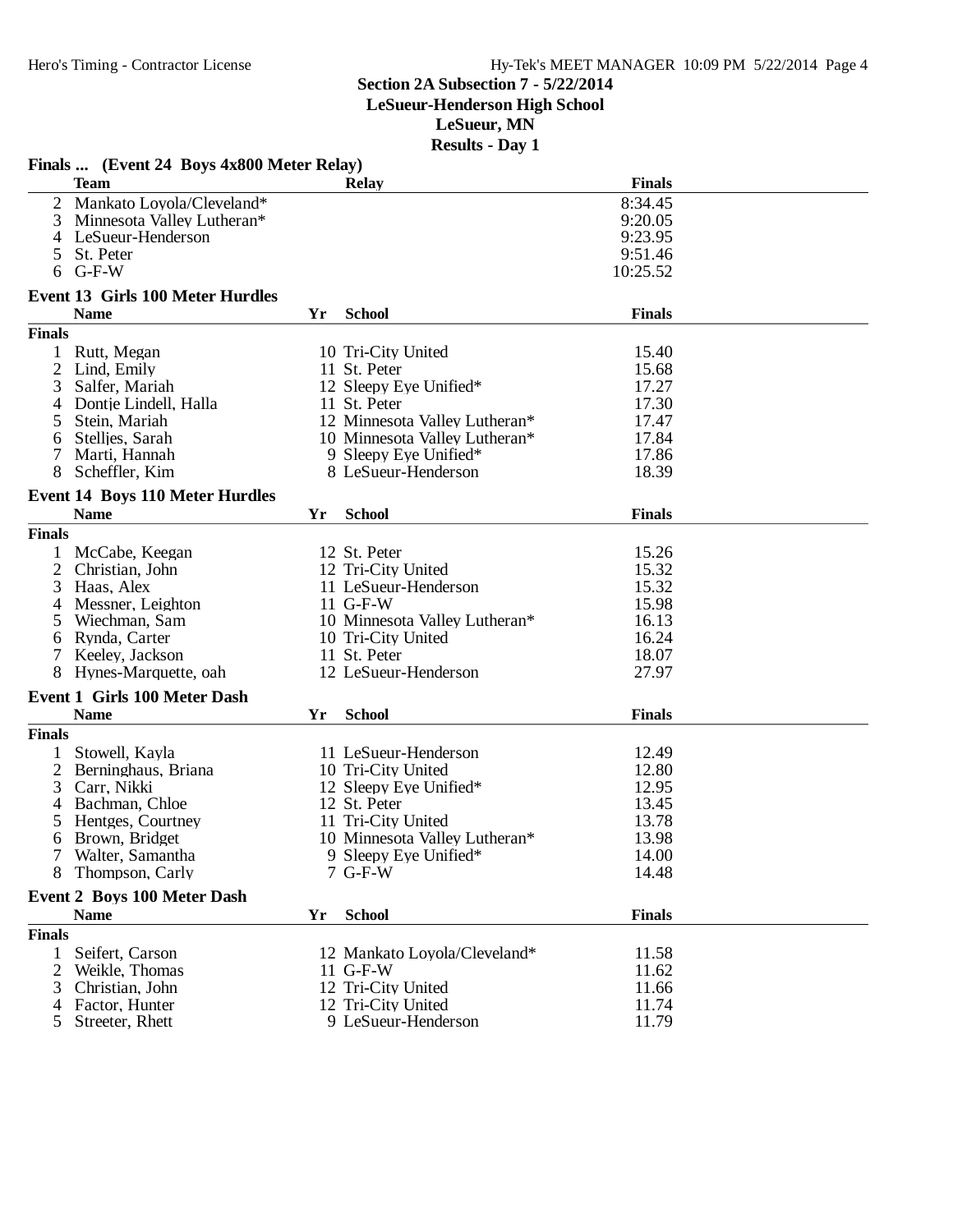**Section 2A Subsection 7 - 5/22/2014**
**LeSueur-Henderson High School**
**LeSueur, MN**
**Results - Day 1**

### Finals ... (Event 24 Boys 4x800 Meter Relay)

| | Team | Relay | Finals |
|---|---|---|---|
| 2 | Mankato Loyola/Cleveland* | | 8:34.45 |
| 3 | Minnesota Valley Lutheran* | | 9:20.05 |
| 4 | LeSueur-Henderson | | 9:23.95 |
| 5 | St. Peter | | 9:51.46 |
| 6 | G-F-W | | 10:25.52 |

### Event 13 Girls 100 Meter Hurdles

| | Name | Yr | School | Finals |
|---|---|---|---|---|
| **Finals** | | | | |
| 1 | Rutt, Megan | 10 | Tri-City United | 15.40 |
| 2 | Lind, Emily | 11 | St. Peter | 15.68 |
| 3 | Salfer, Mariah | 12 | Sleepy Eye Unified* | 17.27 |
| 4 | Dontje Lindell, Halla | 11 | St. Peter | 17.30 |
| 5 | Stein, Mariah | 12 | Minnesota Valley Lutheran* | 17.47 |
| 6 | Stelljes, Sarah | 10 | Minnesota Valley Lutheran* | 17.84 |
| 7 | Marti, Hannah | 9 | Sleepy Eye Unified* | 17.86 |
| 8 | Scheffler, Kim | 8 | LeSueur-Henderson | 18.39 |

### Event 14 Boys 110 Meter Hurdles

| | Name | Yr | School | Finals |
|---|---|---|---|---|
| **Finals** | | | | |
| 1 | McCabe, Keegan | 12 | St. Peter | 15.26 |
| 2 | Christian, John | 12 | Tri-City United | 15.32 |
| 3 | Haas, Alex | 11 | LeSueur-Henderson | 15.32 |
| 4 | Messner, Leighton | 11 | G-F-W | 15.98 |
| 5 | Wiechman, Sam | 10 | Minnesota Valley Lutheran* | 16.13 |
| 6 | Rynda, Carter | 10 | Tri-City United | 16.24 |
| 7 | Keeley, Jackson | 11 | St. Peter | 18.07 |
| 8 | Hynes-Marquette, oah | 12 | LeSueur-Henderson | 27.97 |

### Event 1 Girls 100 Meter Dash

| | Name | Yr | School | Finals |
|---|---|---|---|---|
| **Finals** | | | | |
| 1 | Stowell, Kayla | 11 | LeSueur-Henderson | 12.49 |
| 2 | Berninghaus, Briana | 10 | Tri-City United | 12.80 |
| 3 | Carr, Nikki | 12 | Sleepy Eye Unified* | 12.95 |
| 4 | Bachman, Chloe | 12 | St. Peter | 13.45 |
| 5 | Hentges, Courtney | 11 | Tri-City United | 13.78 |
| 6 | Brown, Bridget | 10 | Minnesota Valley Lutheran* | 13.98 |
| 7 | Walter, Samantha | 9 | Sleepy Eye Unified* | 14.00 |
| 8 | Thompson, Carly | 7 | G-F-W | 14.48 |

### Event 2 Boys 100 Meter Dash

| | Name | Yr | School | Finals |
|---|---|---|---|---|
| **Finals** | | | | |
| 1 | Seifert, Carson | 12 | Mankato Loyola/Cleveland* | 11.58 |
| 2 | Weikle, Thomas | 11 | G-F-W | 11.62 |
| 3 | Christian, John | 12 | Tri-City United | 11.66 |
| 4 | Factor, Hunter | 12 | Tri-City United | 11.74 |
| 5 | Streeter, Rhett | 9 | LeSueur-Henderson | 11.79 |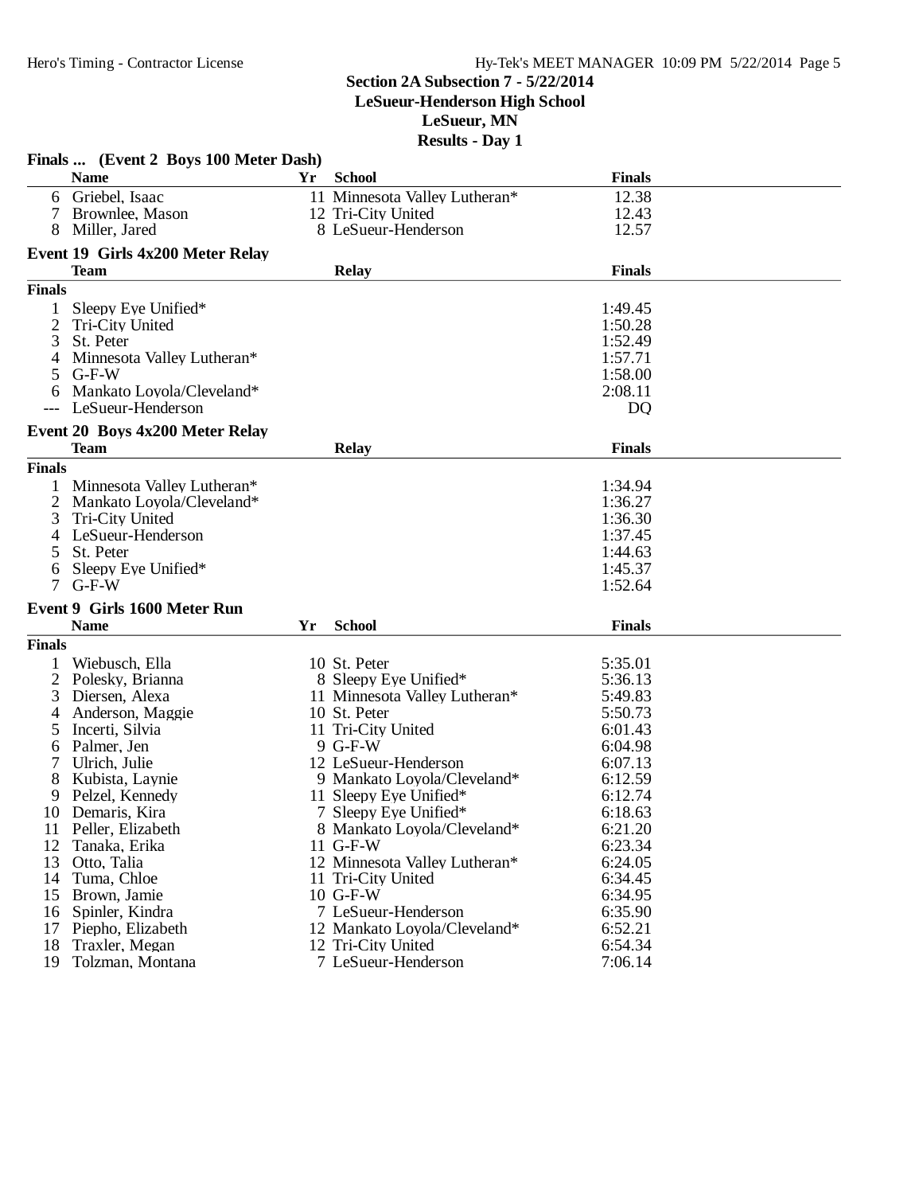## Section 2A Subsection 7 - 5/22/2014
## LeSueur-Henderson High School
## LeSueur, MN
## Results - Day 1

### Finals ... (Event 2 Boys 100 Meter Dash)

| | Name | Yr | School | Finals |
|---|---|---|---|---|
| 6 | Griebel, Isaac | 11 | Minnesota Valley Lutheran* | 12.38 |
| 7 | Brownlee, Mason | 12 | Tri-City United | 12.43 |
| 8 | Miller, Jared | 8 | LeSueur-Henderson | 12.57 |

### Event 19 Girls 4x200 Meter Relay

| | Team | Relay | Finals |
|---|---|---|---|
| **Finals** | | | |
| 1 | Sleepy Eye Unified* | | 1:49.45 |
| 2 | Tri-City United | | 1:50.28 |
| 3 | St. Peter | | 1:52.49 |
| 4 | Minnesota Valley Lutheran* | | 1:57.71 |
| 5 | G-F-W | | 1:58.00 |
| 6 | Mankato Loyola/Cleveland* | | 2:08.11 |
| --- | LeSueur-Henderson | | DQ |

### Event 20 Boys 4x200 Meter Relay

| | Team | Relay | Finals |
|---|---|---|---|
| **Finals** | | | |
| 1 | Minnesota Valley Lutheran* | | 1:34.94 |
| 2 | Mankato Loyola/Cleveland* | | 1:36.27 |
| 3 | Tri-City United | | 1:36.30 |
| 4 | LeSueur-Henderson | | 1:37.45 |
| 5 | St. Peter | | 1:44.63 |
| 6 | Sleepy Eye Unified* | | 1:45.37 |
| 7 | G-F-W | | 1:52.64 |

### Event 9 Girls 1600 Meter Run

| | Name | Yr | School | Finals |
|---|---|---|---|---|
| **Finals** | | | | |
| 1 | Wiebusch, Ella | 10 | St. Peter | 5:35.01 |
| 2 | Polesky, Brianna | 8 | Sleepy Eye Unified* | 5:36.13 |
| 3 | Diersen, Alexa | 11 | Minnesota Valley Lutheran* | 5:49.83 |
| 4 | Anderson, Maggie | 10 | St. Peter | 5:50.73 |
| 5 | Incerti, Silvia | 11 | Tri-City United | 6:01.43 |
| 6 | Palmer, Jen | 9 | G-F-W | 6:04.98 |
| 7 | Ulrich, Julie | 12 | LeSueur-Henderson | 6:07.13 |
| 8 | Kubista, Laynie | 9 | Mankato Loyola/Cleveland* | 6:12.59 |
| 9 | Pelzel, Kennedy | 11 | Sleepy Eye Unified* | 6:12.74 |
| 10 | Demaris, Kira | 7 | Sleepy Eye Unified* | 6:18.63 |
| 11 | Peller, Elizabeth | 8 | Mankato Loyola/Cleveland* | 6:21.20 |
| 12 | Tanaka, Erika | 11 | G-F-W | 6:23.34 |
| 13 | Otto, Talia | 12 | Minnesota Valley Lutheran* | 6:24.05 |
| 14 | Tuma, Chloe | 11 | Tri-City United | 6:34.45 |
| 15 | Brown, Jamie | 10 | G-F-W | 6:34.95 |
| 16 | Spinler, Kindra | 7 | LeSueur-Henderson | 6:35.90 |
| 17 | Piepho, Elizabeth | 12 | Mankato Loyola/Cleveland* | 6:52.21 |
| 18 | Traxler, Megan | 12 | Tri-City United | 6:54.34 |
| 19 | Tolzman, Montana | 7 | LeSueur-Henderson | 7:06.14 |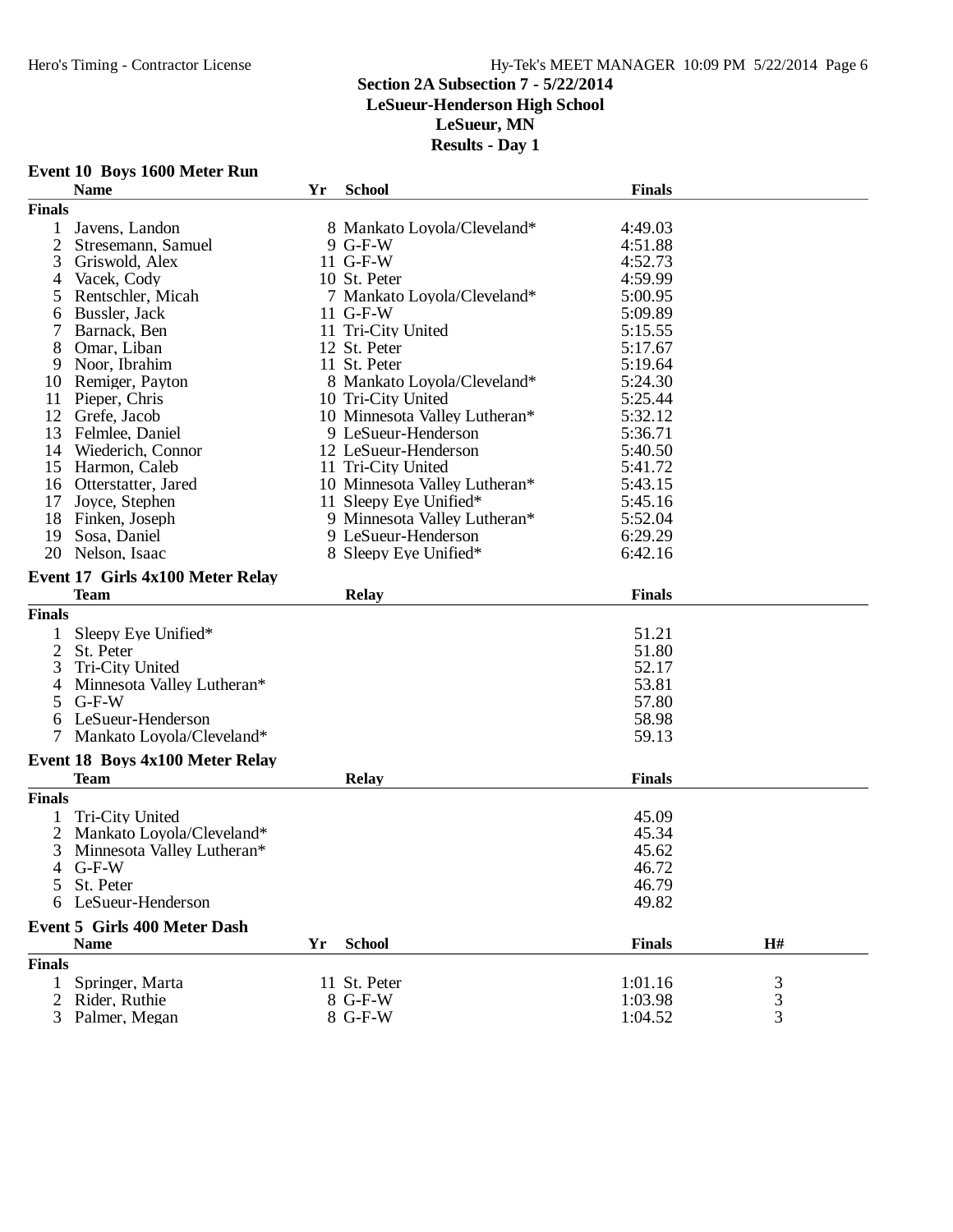## Section 2A Subsection 7 - 5/22/2014
## LeSueur-Henderson High School
## LeSueur, MN
## Results - Day 1

### Event 10 Boys 1600 Meter Run

| | Name | Yr | School | Finals |
|---|---|---|---|---|
| **Finals** | | | | |
| 1 | Javens, Landon | 8 | Mankato Loyola/Cleveland* | 4:49.03 |
| 2 | Stresemann, Samuel | 9 | G-F-W | 4:51.88 |
| 3 | Griswold, Alex | 11 | G-F-W | 4:52.73 |
| 4 | Vacek, Cody | 10 | St. Peter | 4:59.99 |
| 5 | Rentschler, Micah | 7 | Mankato Loyola/Cleveland* | 5:00.95 |
| 6 | Bussler, Jack | 11 | G-F-W | 5:09.89 |
| 7 | Barnack, Ben | 11 | Tri-City United | 5:15.55 |
| 8 | Omar, Liban | 12 | St. Peter | 5:17.67 |
| 9 | Noor, Ibrahim | 11 | St. Peter | 5:19.64 |
| 10 | Remiger, Payton | 8 | Mankato Loyola/Cleveland* | 5:24.30 |
| 11 | Pieper, Chris | 10 | Tri-City United | 5:25.44 |
| 12 | Grefe, Jacob | 10 | Minnesota Valley Lutheran* | 5:32.12 |
| 13 | Felmlee, Daniel | 9 | LeSueur-Henderson | 5:36.71 |
| 14 | Wiederich, Connor | 12 | LeSueur-Henderson | 5:40.50 |
| 15 | Harmon, Caleb | 11 | Tri-City United | 5:41.72 |
| 16 | Otterstatter, Jared | 10 | Minnesota Valley Lutheran* | 5:43.15 |
| 17 | Joyce, Stephen | 11 | Sleepy Eye Unified* | 5:45.16 |
| 18 | Finken, Joseph | 9 | Minnesota Valley Lutheran* | 5:52.04 |
| 19 | Sosa, Daniel | 9 | LeSueur-Henderson | 6:29.29 |
| 20 | Nelson, Isaac | 8 | Sleepy Eye Unified* | 6:42.16 |

### Event 17 Girls 4x100 Meter Relay

| | Team | Relay | Finals |
|---|---|---|---|
| **Finals** | | | |
| 1 | Sleepy Eye Unified* | | 51.21 |
| 2 | St. Peter | | 51.80 |
| 3 | Tri-City United | | 52.17 |
| 4 | Minnesota Valley Lutheran* | | 53.81 |
| 5 | G-F-W | | 57.80 |
| 6 | LeSueur-Henderson | | 58.98 |
| 7 | Mankato Loyola/Cleveland* | | 59.13 |

### Event 18 Boys 4x100 Meter Relay

| | Team | Relay | Finals |
|---|---|---|---|
| **Finals** | | | |
| 1 | Tri-City United | | 45.09 |
| 2 | Mankato Loyola/Cleveland* | | 45.34 |
| 3 | Minnesota Valley Lutheran* | | 45.62 |
| 4 | G-F-W | | 46.72 |
| 5 | St. Peter | | 46.79 |
| 6 | LeSueur-Henderson | | 49.82 |

### Event 5 Girls 400 Meter Dash

| | Name | Yr | School | Finals | H# |
|---|---|---|---|---|---|
| **Finals** | | | | | |
| 1 | Springer, Marta | 11 | St. Peter | 1:01.16 | 3 |
| 2 | Rider, Ruthie | 8 | G-F-W | 1:03.98 | 3 |
| 3 | Palmer, Megan | 8 | G-F-W | 1:04.52 | 3 |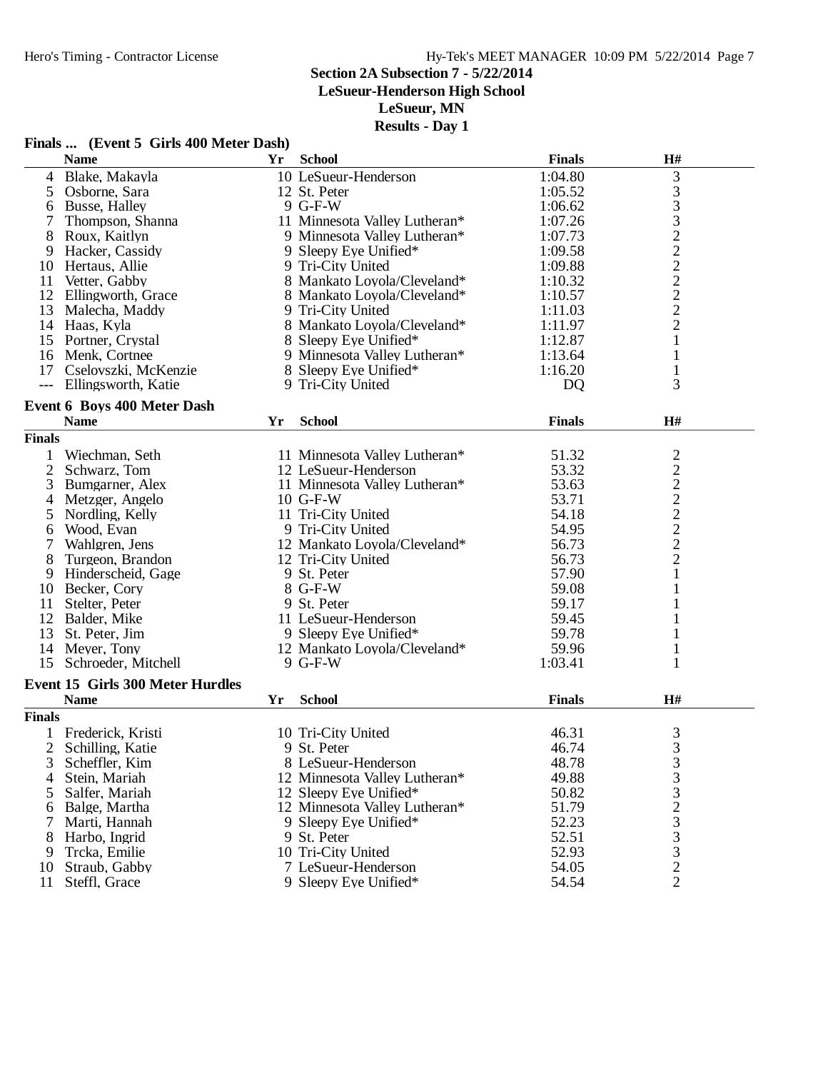## Section 2A Subsection 7 - 5/22/2014
**LeSueur-Henderson High School**
**LeSueur, MN**
**Results - Day 1**

### Finals ... (Event 5 Girls 400 Meter Dash)

| | Name | Yr | School | Finals | H# |
|---|---|---|---|---|---|
| 4 | Blake, Makayla | 10 | LeSueur-Henderson | 1:04.80 | 3 |
| 5 | Osborne, Sara | 12 | St. Peter | 1:05.52 | 3 |
| 6 | Busse, Halley | 9 | G-F-W | 1:06.62 | 3 |
| 7 | Thompson, Shanna | 11 | Minnesota Valley Lutheran* | 1:07.26 | 3 |
| 8 | Roux, Kaitlyn | 9 | Minnesota Valley Lutheran* | 1:07.73 | 2 |
| 9 | Hacker, Cassidy | 9 | Sleepy Eye Unified* | 1:09.58 | 2 |
| 10 | Hertaus, Allie | 9 | Tri-City United | 1:09.88 | 2 |
| 11 | Vetter, Gabby | 8 | Mankato Loyola/Cleveland* | 1:10.32 | 2 |
| 12 | Ellingworth, Grace | 8 | Mankato Loyola/Cleveland* | 1:10.57 | 2 |
| 13 | Malecha, Maddy | 9 | Tri-City United | 1:11.03 | 2 |
| 14 | Haas, Kyla | 8 | Mankato Loyola/Cleveland* | 1:11.97 | 2 |
| 15 | Portner, Crystal | 8 | Sleepy Eye Unified* | 1:12.87 | 1 |
| 16 | Menk, Cortnee | 9 | Minnesota Valley Lutheran* | 1:13.64 | 1 |
| 17 | Cselovszki, McKenzie | 8 | Sleepy Eye Unified* | 1:16.20 | 1 |
| --- | Ellingsworth, Katie | 9 | Tri-City United | DQ | 3 |

### Event 6 Boys 400 Meter Dash

| | Name | Yr | School | Finals | H# |
|---|---|---|---|---|---|
| **Finals** | | | | | |
| 1 | Wiechman, Seth | 11 | Minnesota Valley Lutheran* | 51.32 | 2 |
| 2 | Schwarz, Tom | 12 | LeSueur-Henderson | 53.32 | 2 |
| 3 | Bumgarner, Alex | 11 | Minnesota Valley Lutheran* | 53.63 | 2 |
| 4 | Metzger, Angelo | 10 | G-F-W | 53.71 | 2 |
| 5 | Nordling, Kelly | 11 | Tri-City United | 54.18 | 2 |
| 6 | Wood, Evan | 9 | Tri-City United | 54.95 | 2 |
| 7 | Wahlgren, Jens | 12 | Mankato Loyola/Cleveland* | 56.73 | 2 |
| 8 | Turgeon, Brandon | 12 | Tri-City United | 56.73 | 2 |
| 9 | Hinderscheid, Gage | 9 | St. Peter | 57.90 | 1 |
| 10 | Becker, Cory | 8 | G-F-W | 59.08 | 1 |
| 11 | Stelter, Peter | 9 | St. Peter | 59.17 | 1 |
| 12 | Balder, Mike | 11 | LeSueur-Henderson | 59.45 | 1 |
| 13 | St. Peter, Jim | 9 | Sleepy Eye Unified* | 59.78 | 1 |
| 14 | Meyer, Tony | 12 | Mankato Loyola/Cleveland* | 59.96 | 1 |
| 15 | Schroeder, Mitchell | 9 | G-F-W | 1:03.41 | 1 |

### Event 15 Girls 300 Meter Hurdles

| | Name | Yr | School | Finals | H# |
|---|---|---|---|---|---|
| **Finals** | | | | | |
| 1 | Frederick, Kristi | 10 | Tri-City United | 46.31 | 3 |
| 2 | Schilling, Katie | 9 | St. Peter | 46.74 | 3 |
| 3 | Scheffler, Kim | 8 | LeSueur-Henderson | 48.78 | 3 |
| 4 | Stein, Mariah | 12 | Minnesota Valley Lutheran* | 49.88 | 3 |
| 5 | Salfer, Mariah | 12 | Sleepy Eye Unified* | 50.82 | 3 |
| 6 | Balge, Martha | 12 | Minnesota Valley Lutheran* | 51.79 | 2 |
| 7 | Marti, Hannah | 9 | Sleepy Eye Unified* | 52.23 | 3 |
| 8 | Harbo, Ingrid | 9 | St. Peter | 52.51 | 3 |
| 9 | Trcka, Emilie | 10 | Tri-City United | 52.93 | 3 |
| 10 | Straub, Gabby | 7 | LeSueur-Henderson | 54.05 | 2 |
| 11 | Steffl, Grace | 9 | Sleepy Eye Unified* | 54.54 | 2 |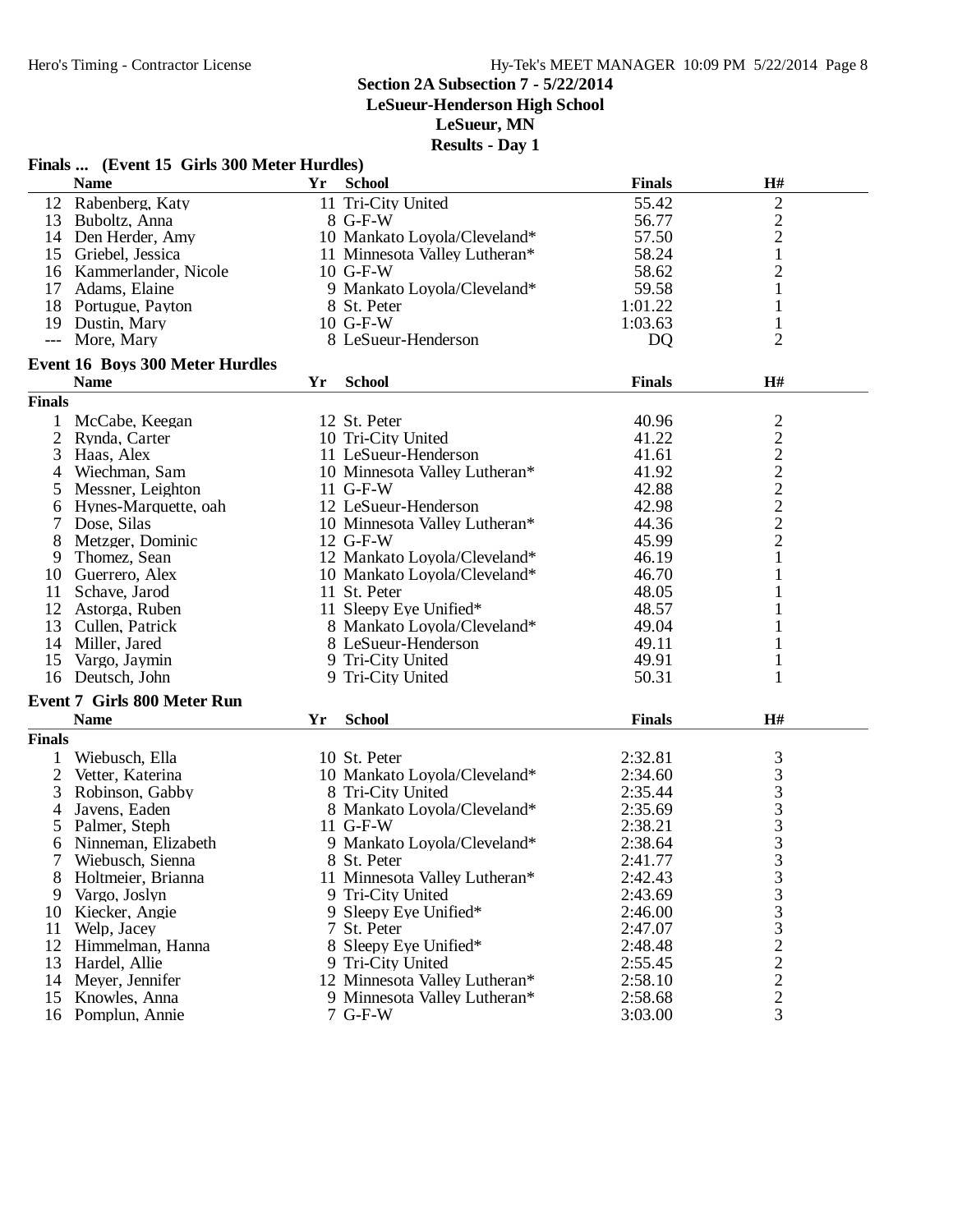**Section 2A Subsection 7 - 5/22/2014**
**LeSueur-Henderson High School**
**LeSueur, MN**
**Results - Day 1**

### Finals ... (Event 15 Girls 300 Meter Hurdles)

| | Name | Yr | School | Finals | H# |
|---|---|---|---|---|---|
| 12 | Rabenberg, Katy | 11 | Tri-City United | 55.42 | 2 |
| 13 | Buboltz, Anna | 8 | G-F-W | 56.77 | 2 |
| 14 | Den Herder, Amy | 10 | Mankato Loyola/Cleveland* | 57.50 | 2 |
| 15 | Griebel, Jessica | 11 | Minnesota Valley Lutheran* | 58.24 | 1 |
| 16 | Kammerlander, Nicole | 10 | G-F-W | 58.62 | 2 |
| 17 | Adams, Elaine | 9 | Mankato Loyola/Cleveland* | 59.58 | 1 |
| 18 | Portugue, Payton | 8 | St. Peter | 1:01.22 | 1 |
| 19 | Dustin, Mary | 10 | G-F-W | 1:03.63 | 1 |
| --- | More, Mary | 8 | LeSueur-Henderson | DQ | 2 |

### Event 16 Boys 300 Meter Hurdles

**Finals**

| | Name | Yr | School | Finals | H# |
|---|---|---|---|---|---|
| 1 | McCabe, Keegan | 12 | St. Peter | 40.96 | 2 |
| 2 | Rynda, Carter | 10 | Tri-City United | 41.22 | 2 |
| 3 | Haas, Alex | 11 | LeSueur-Henderson | 41.61 | 2 |
| 4 | Wiechman, Sam | 10 | Minnesota Valley Lutheran* | 41.92 | 2 |
| 5 | Messner, Leighton | 11 | G-F-W | 42.88 | 2 |
| 6 | Hynes-Marquette, oah | 12 | LeSueur-Henderson | 42.98 | 2 |
| 7 | Dose, Silas | 10 | Minnesota Valley Lutheran* | 44.36 | 2 |
| 8 | Metzger, Dominic | 12 | G-F-W | 45.99 | 2 |
| 9 | Thomez, Sean | 12 | Mankato Loyola/Cleveland* | 46.19 | 1 |
| 10 | Guerrero, Alex | 10 | Mankato Loyola/Cleveland* | 46.70 | 1 |
| 11 | Schave, Jarod | 11 | St. Peter | 48.05 | 1 |
| 12 | Astorga, Ruben | 11 | Sleepy Eye Unified* | 48.57 | 1 |
| 13 | Cullen, Patrick | 8 | Mankato Loyola/Cleveland* | 49.04 | 1 |
| 14 | Miller, Jared | 8 | LeSueur-Henderson | 49.11 | 1 |
| 15 | Vargo, Jaymin | 9 | Tri-City United | 49.91 | 1 |
| 16 | Deutsch, John | 9 | Tri-City United | 50.31 | 1 |

### Event 7 Girls 800 Meter Run

**Finals**

| | Name | Yr | School | Finals | H# |
|---|---|---|---|---|---|
| 1 | Wiebusch, Ella | 10 | St. Peter | 2:32.81 | 3 |
| 2 | Vetter, Katerina | 10 | Mankato Loyola/Cleveland* | 2:34.60 | 3 |
| 3 | Robinson, Gabby | 8 | Tri-City United | 2:35.44 | 3 |
| 4 | Javens, Eaden | 8 | Mankato Loyola/Cleveland* | 2:35.69 | 3 |
| 5 | Palmer, Steph | 11 | G-F-W | 2:38.21 | 3 |
| 6 | Ninneman, Elizabeth | 9 | Mankato Loyola/Cleveland* | 2:38.64 | 3 |
| 7 | Wiebusch, Sienna | 8 | St. Peter | 2:41.77 | 3 |
| 8 | Holtmeier, Brianna | 11 | Minnesota Valley Lutheran* | 2:42.43 | 3 |
| 9 | Vargo, Joslyn | 9 | Tri-City United | 2:43.69 | 3 |
| 10 | Kiecker, Angie | 9 | Sleepy Eye Unified* | 2:46.00 | 3 |
| 11 | Welp, Jacey | 7 | St. Peter | 2:47.07 | 3 |
| 12 | Himmelman, Hanna | 8 | Sleepy Eye Unified* | 2:48.48 | 2 |
| 13 | Hardel, Allie | 9 | Tri-City United | 2:55.45 | 2 |
| 14 | Meyer, Jennifer | 12 | Minnesota Valley Lutheran* | 2:58.10 | 2 |
| 15 | Knowles, Anna | 9 | Minnesota Valley Lutheran* | 2:58.68 | 2 |
| 16 | Pomplun, Annie | 7 | G-F-W | 3:03.00 | 3 |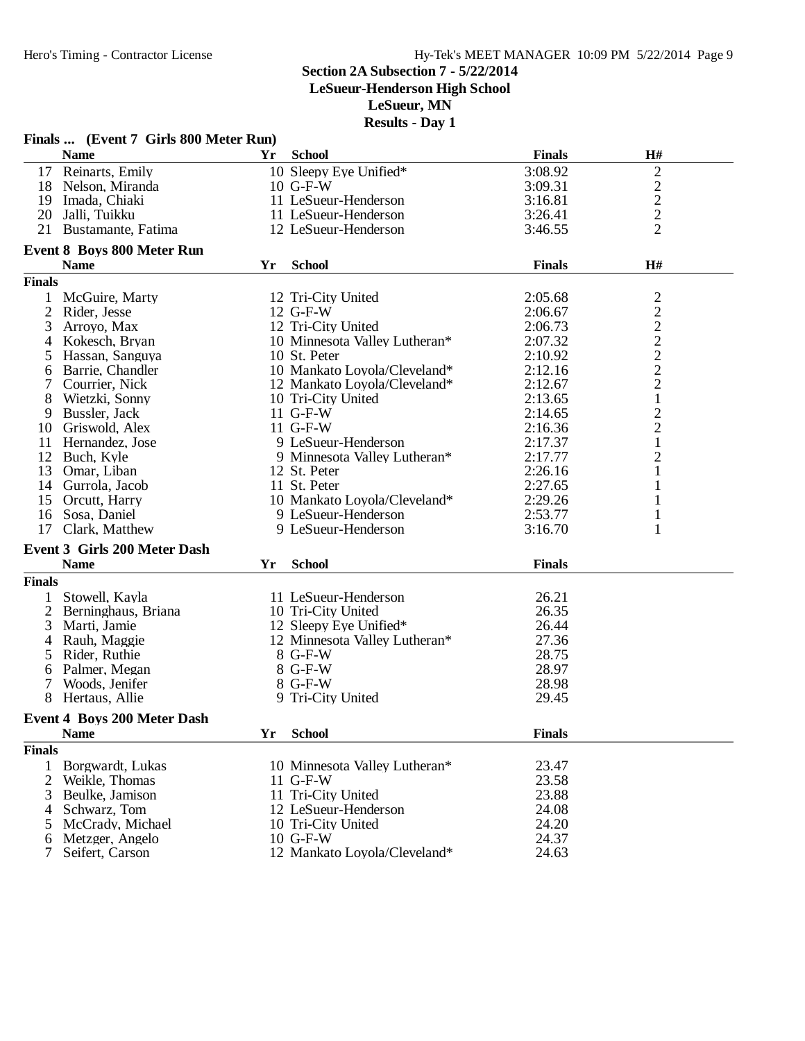## Section 2A Subsection 7 - 5/22/2014

**LeSueur-Henderson High School**

**LeSueur, MN**

**Results - Day 1**

### Finals ... (Event 7 Girls 800 Meter Run)

| | Name | Yr | School | Finals | H# |
|---|---|---|---|---|---|
| 17 | Reinarts, Emily | 10 | Sleepy Eye Unified* | 3:08.92 | 2 |
| 18 | Nelson, Miranda | 10 | G-F-W | 3:09.31 | 2 |
| 19 | Imada, Chiaki | 11 | LeSueur-Henderson | 3:16.81 | 2 |
| 20 | Jalli, Tuikku | 11 | LeSueur-Henderson | 3:26.41 | 2 |
| 21 | Bustamante, Fatima | 12 | LeSueur-Henderson | 3:46.55 | 2 |

### Event 8 Boys 800 Meter Run

| | Name | Yr | School | Finals | H# |
|---|---|---|---|---|---|
| **Finals** | | | | | |
| 1 | McGuire, Marty | 12 | Tri-City United | 2:05.68 | 2 |
| 2 | Rider, Jesse | 12 | G-F-W | 2:06.67 | 2 |
| 3 | Arroyo, Max | 12 | Tri-City United | 2:06.73 | 2 |
| 4 | Kokesch, Bryan | 10 | Minnesota Valley Lutheran* | 2:07.32 | 2 |
| 5 | Hassan, Sanguya | 10 | St. Peter | 2:10.92 | 2 |
| 6 | Barrie, Chandler | 10 | Mankato Loyola/Cleveland* | 2:12.16 | 2 |
| 7 | Courrier, Nick | 12 | Mankato Loyola/Cleveland* | 2:12.67 | 2 |
| 8 | Wietzki, Sonny | 10 | Tri-City United | 2:13.65 | 1 |
| 9 | Bussler, Jack | 11 | G-F-W | 2:14.65 | 2 |
| 10 | Griswold, Alex | 11 | G-F-W | 2:16.36 | 2 |
| 11 | Hernandez, Jose | 9 | LeSueur-Henderson | 2:17.37 | 1 |
| 12 | Buch, Kyle | 9 | Minnesota Valley Lutheran* | 2:17.77 | 2 |
| 13 | Omar, Liban | 12 | St. Peter | 2:26.16 | 1 |
| 14 | Gurrola, Jacob | 11 | St. Peter | 2:27.65 | 1 |
| 15 | Orcutt, Harry | 10 | Mankato Loyola/Cleveland* | 2:29.26 | 1 |
| 16 | Sosa, Daniel | 9 | LeSueur-Henderson | 2:53.77 | 1 |
| 17 | Clark, Matthew | 9 | LeSueur-Henderson | 3:16.70 | 1 |

### Event 3 Girls 200 Meter Dash

| | Name | Yr | School | Finals |
|---|---|---|---|---|
| **Finals** | | | | |
| 1 | Stowell, Kayla | 11 | LeSueur-Henderson | 26.21 |
| 2 | Berninghaus, Briana | 10 | Tri-City United | 26.35 |
| 3 | Marti, Jamie | 12 | Sleepy Eye Unified* | 26.44 |
| 4 | Rauh, Maggie | 12 | Minnesota Valley Lutheran* | 27.36 |
| 5 | Rider, Ruthie | 8 | G-F-W | 28.75 |
| 6 | Palmer, Megan | 8 | G-F-W | 28.97 |
| 7 | Woods, Jenifer | 8 | G-F-W | 28.98 |
| 8 | Hertaus, Allie | 9 | Tri-City United | 29.45 |

### Event 4 Boys 200 Meter Dash

| | Name | Yr | School | Finals |
|---|---|---|---|---|
| **Finals** | | | | |
| 1 | Borgwardt, Lukas | 10 | Minnesota Valley Lutheran* | 23.47 |
| 2 | Weikle, Thomas | 11 | G-F-W | 23.58 |
| 3 | Beulke, Jamison | 11 | Tri-City United | 23.88 |
| 4 | Schwarz, Tom | 12 | LeSueur-Henderson | 24.08 |
| 5 | McCrady, Michael | 10 | Tri-City United | 24.20 |
| 6 | Metzger, Angelo | 10 | G-F-W | 24.37 |
| 7 | Seifert, Carson | 12 | Mankato Loyola/Cleveland* | 24.63 |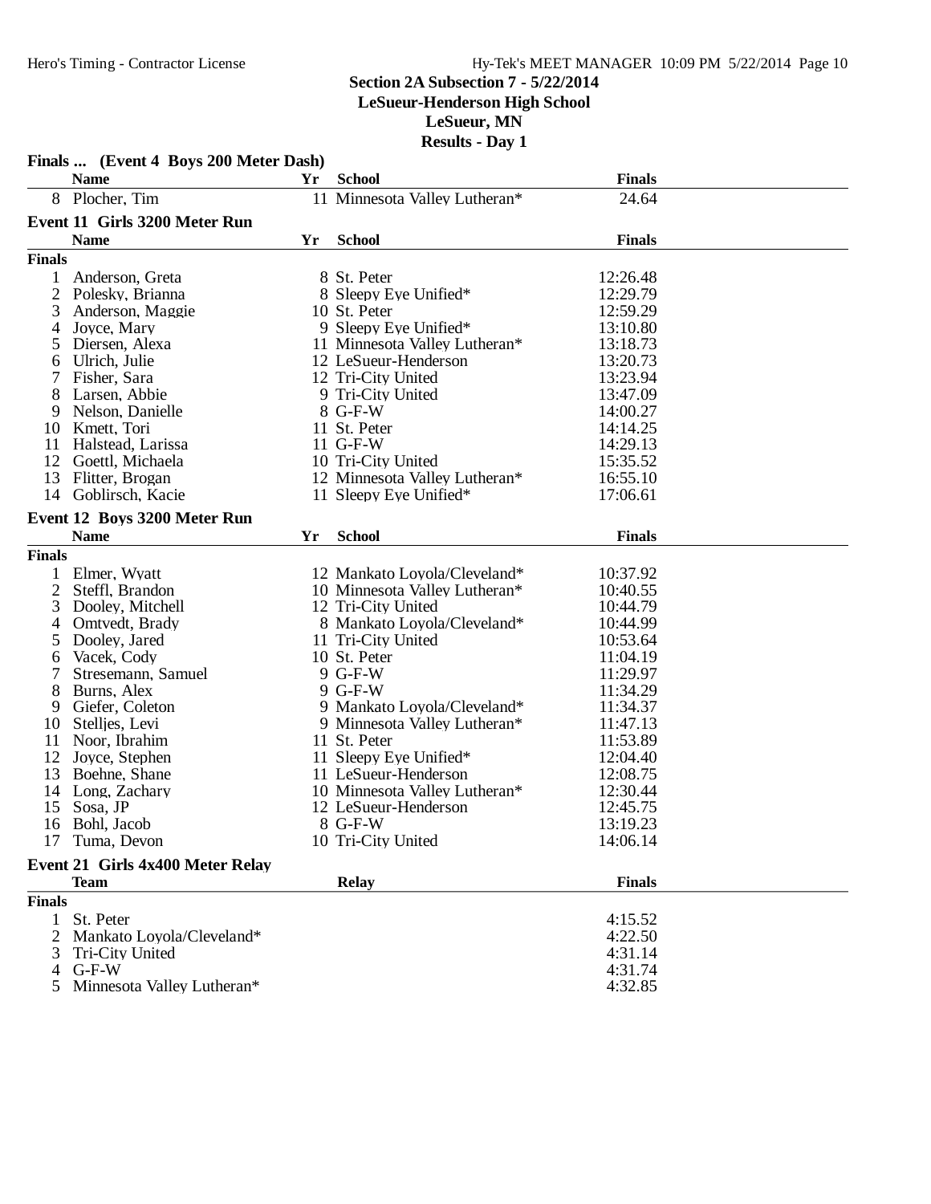# Section 2A Subsection 7 - 5/22/2014
## LeSueur-Henderson High School
## LeSueur, MN
## Results - Day 1

### Finals ... (Event 4 Boys 200 Meter Dash)

| | Name | Yr | School | Finals |
|---|---|---|---|---|
| 8 | Plocher, Tim | 11 | Minnesota Valley Lutheran* | 24.64 |

### Event 11 Girls 3200 Meter Run

**Finals**

| | Name | Yr | School | Finals |
|---|---|---|---|---|
| 1 | Anderson, Greta | 8 | St. Peter | 12:26.48 |
| 2 | Polesky, Brianna | 8 | Sleepy Eye Unified* | 12:29.79 |
| 3 | Anderson, Maggie | 10 | St. Peter | 12:59.29 |
| 4 | Joyce, Mary | 9 | Sleepy Eye Unified* | 13:10.80 |
| 5 | Diersen, Alexa | 11 | Minnesota Valley Lutheran* | 13:18.73 |
| 6 | Ulrich, Julie | 12 | LeSueur-Henderson | 13:20.73 |
| 7 | Fisher, Sara | 12 | Tri-City United | 13:23.94 |
| 8 | Larsen, Abbie | 9 | Tri-City United | 13:47.09 |
| 9 | Nelson, Danielle | 8 | G-F-W | 14:00.27 |
| 10 | Kmett, Tori | 11 | St. Peter | 14:14.25 |
| 11 | Halstead, Larissa | 11 | G-F-W | 14:29.13 |
| 12 | Goettl, Michaela | 10 | Tri-City United | 15:35.52 |
| 13 | Flitter, Brogan | 12 | Minnesota Valley Lutheran* | 16:55.10 |
| 14 | Goblirsch, Kacie | 11 | Sleepy Eye Unified* | 17:06.61 |

### Event 12 Boys 3200 Meter Run

**Finals**

| | Name | Yr | School | Finals |
|---|---|---|---|---|
| 1 | Elmer, Wyatt | 12 | Mankato Loyola/Cleveland* | 10:37.92 |
| 2 | Steffl, Brandon | 10 | Minnesota Valley Lutheran* | 10:40.55 |
| 3 | Dooley, Mitchell | 12 | Tri-City United | 10:44.79 |
| 4 | Omtvedt, Brady | 8 | Mankato Loyola/Cleveland* | 10:44.99 |
| 5 | Dooley, Jared | 11 | Tri-City United | 10:53.64 |
| 6 | Vacek, Cody | 10 | St. Peter | 11:04.19 |
| 7 | Stresemann, Samuel | 9 | G-F-W | 11:29.97 |
| 8 | Burns, Alex | 9 | G-F-W | 11:34.29 |
| 9 | Giefer, Coleton | 9 | Mankato Loyola/Cleveland* | 11:34.37 |
| 10 | Stelljes, Levi | 9 | Minnesota Valley Lutheran* | 11:47.13 |
| 11 | Noor, Ibrahim | 11 | St. Peter | 11:53.89 |
| 12 | Joyce, Stephen | 11 | Sleepy Eye Unified* | 12:04.40 |
| 13 | Boehne, Shane | 11 | LeSueur-Henderson | 12:08.75 |
| 14 | Long, Zachary | 10 | Minnesota Valley Lutheran* | 12:30.44 |
| 15 | Sosa, JP | 12 | LeSueur-Henderson | 12:45.75 |
| 16 | Bohl, Jacob | 8 | G-F-W | 13:19.23 |
| 17 | Tuma, Devon | 10 | Tri-City United | 14:06.14 |

### Event 21 Girls 4x400 Meter Relay

**Finals**

| | Team | Relay | Finals |
|---|---|---|---|
| 1 | St. Peter | | 4:15.52 |
| 2 | Mankato Loyola/Cleveland* | | 4:22.50 |
| 3 | Tri-City United | | 4:31.14 |
| 4 | G-F-W | | 4:31.74 |
| 5 | Minnesota Valley Lutheran* | | 4:32.85 |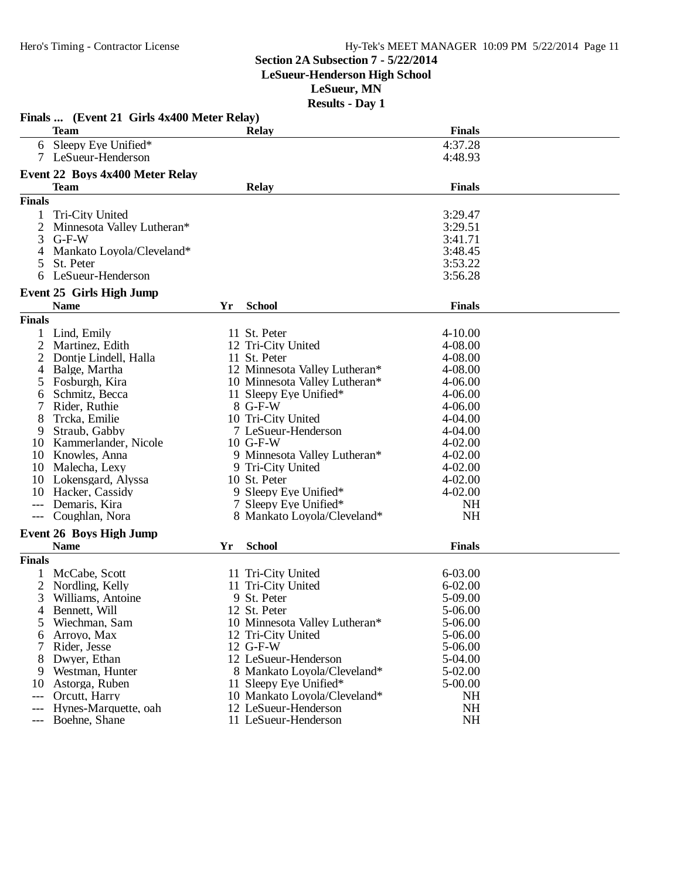## Section 2A Subsection 7 - 5/22/2014
## LeSueur-Henderson High School
## LeSueur, MN
## Results - Day 1

### Finals ... (Event 21 Girls 4x400 Meter Relay)

| | Team | Relay | Finals |
|---|---|---|---|
| 6 | Sleepy Eye Unified* | | 4:37.28 |
| 7 | LeSueur-Henderson | | 4:48.93 |

### Event 22 Boys 4x400 Meter Relay

| | Team | Relay | Finals |
|---|---|---|---|
| **Finals** | | | |
| 1 | Tri-City United | | 3:29.47 |
| 2 | Minnesota Valley Lutheran* | | 3:29.51 |
| 3 | G-F-W | | 3:41.71 |
| 4 | Mankato Loyola/Cleveland* | | 3:48.45 |
| 5 | St. Peter | | 3:53.22 |
| 6 | LeSueur-Henderson | | 3:56.28 |

### Event 25 Girls High Jump

| | Name | Yr | School | Finals |
|---|---|---|---|---|
| **Finals** | | | | |
| 1 | Lind, Emily | 11 | St. Peter | 4-10.00 |
| 2 | Martinez, Edith | 12 | Tri-City United | 4-08.00 |
| 2 | Dontje Lindell, Halla | 11 | St. Peter | 4-08.00 |
| 4 | Balge, Martha | 12 | Minnesota Valley Lutheran* | 4-08.00 |
| 5 | Fosburgh, Kira | 10 | Minnesota Valley Lutheran* | 4-06.00 |
| 6 | Schmitz, Becca | 11 | Sleepy Eye Unified* | 4-06.00 |
| 7 | Rider, Ruthie | 8 | G-F-W | 4-06.00 |
| 8 | Trcka, Emilie | 10 | Tri-City United | 4-04.00 |
| 9 | Straub, Gabby | 7 | LeSueur-Henderson | 4-04.00 |
| 10 | Kammerlander, Nicole | 10 | G-F-W | 4-02.00 |
| 10 | Knowles, Anna | 9 | Minnesota Valley Lutheran* | 4-02.00 |
| 10 | Malecha, Lexy | 9 | Tri-City United | 4-02.00 |
| 10 | Lokensgard, Alyssa | 10 | St. Peter | 4-02.00 |
| 10 | Hacker, Cassidy | 9 | Sleepy Eye Unified* | 4-02.00 |
| --- | Demaris, Kira | 7 | Sleepy Eye Unified* | NH |
| --- | Coughlan, Nora | 8 | Mankato Loyola/Cleveland* | NH |

### Event 26 Boys High Jump

| | Name | Yr | School | Finals |
|---|---|---|---|---|
| **Finals** | | | | |
| 1 | McCabe, Scott | 11 | Tri-City United | 6-03.00 |
| 2 | Nordling, Kelly | 11 | Tri-City United | 6-02.00 |
| 3 | Williams, Antoine | 9 | St. Peter | 5-09.00 |
| 4 | Bennett, Will | 12 | St. Peter | 5-06.00 |
| 5 | Wiechman, Sam | 10 | Minnesota Valley Lutheran* | 5-06.00 |
| 6 | Arroyo, Max | 12 | Tri-City United | 5-06.00 |
| 7 | Rider, Jesse | 12 | G-F-W | 5-06.00 |
| 8 | Dwyer, Ethan | 12 | LeSueur-Henderson | 5-04.00 |
| 9 | Westman, Hunter | 8 | Mankato Loyola/Cleveland* | 5-02.00 |
| 10 | Astorga, Ruben | 11 | Sleepy Eye Unified* | 5-00.00 |
| --- | Orcutt, Harry | 10 | Mankato Loyola/Cleveland* | NH |
| --- | Hynes-Marquette, oah | 12 | LeSueur-Henderson | NH |
| --- | Boehne, Shane | 11 | LeSueur-Henderson | NH |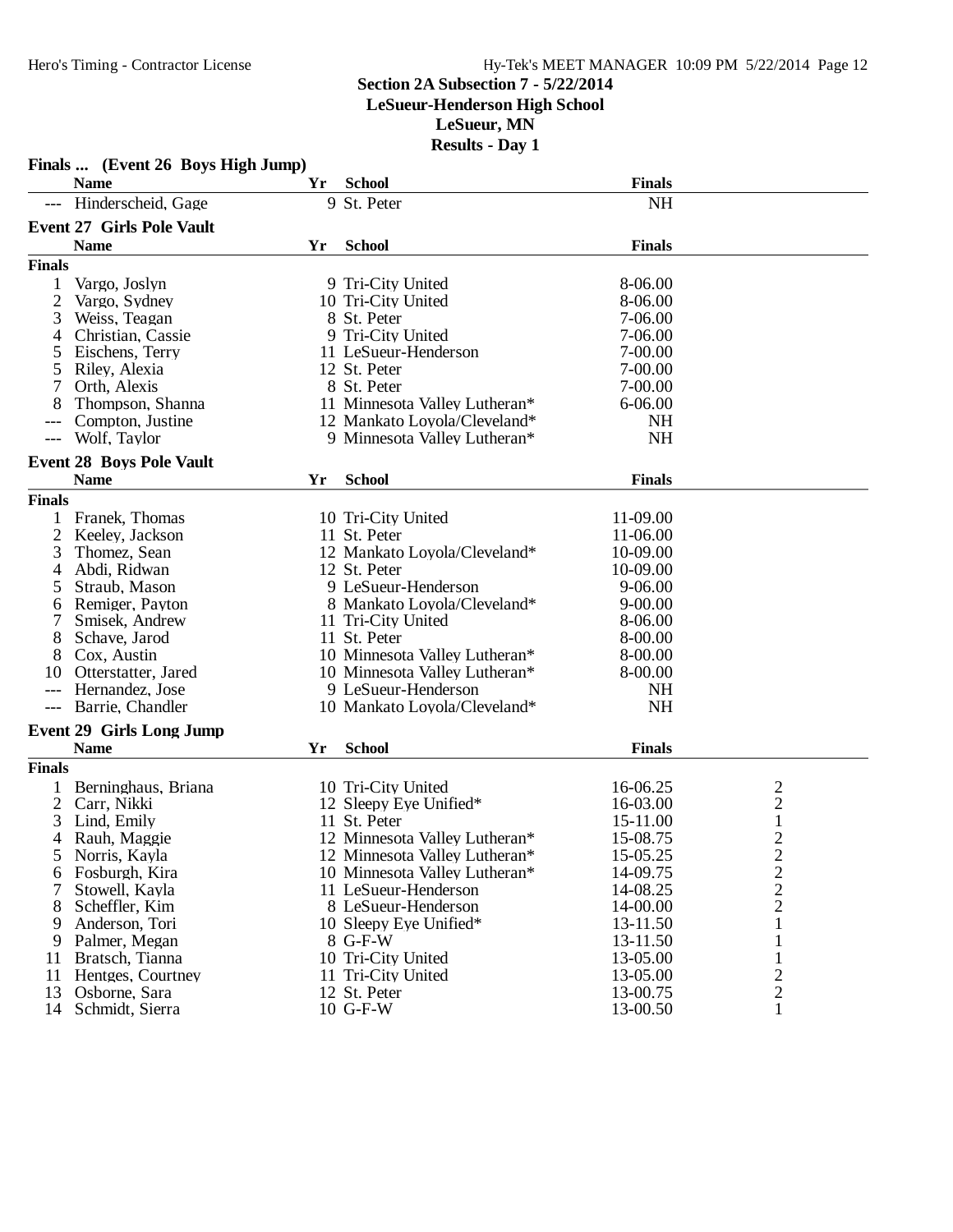## Section 2A Subsection 7 - 5/22/2014
## LeSueur-Henderson High School
## LeSueur, MN
## Results - Day 1

### Finals ... (Event 26 Boys High Jump)

| | Name | Yr | School | Finals |
|---|---|---|---|---|
| --- | Hinderscheid, Gage | 9 | St. Peter | NH |

### Event 27 Girls Pole Vault

| | Name | Yr | School | Finals |
|---|---|---|---|---|
| **Finals** | | | | |
| 1 | Vargo, Joslyn | 9 | Tri-City United | 8-06.00 |
| 2 | Vargo, Sydney | 10 | Tri-City United | 8-06.00 |
| 3 | Weiss, Teagan | 8 | St. Peter | 7-06.00 |
| 4 | Christian, Cassie | 9 | Tri-City United | 7-06.00 |
| 5 | Eischens, Terry | 11 | LeSueur-Henderson | 7-00.00 |
| 5 | Riley, Alexia | 12 | St. Peter | 7-00.00 |
| 7 | Orth, Alexis | 8 | St. Peter | 7-00.00 |
| 8 | Thompson, Shanna | 11 | Minnesota Valley Lutheran* | 6-06.00 |
| --- | Compton, Justine | 12 | Mankato Loyola/Cleveland* | NH |
| --- | Wolf, Taylor | 9 | Minnesota Valley Lutheran* | NH |

### Event 28 Boys Pole Vault

| | Name | Yr | School | Finals |
|---|---|---|---|---|
| **Finals** | | | | |
| 1 | Franek, Thomas | 10 | Tri-City United | 11-09.00 |
| 2 | Keeley, Jackson | 11 | St. Peter | 11-06.00 |
| 3 | Thomez, Sean | 12 | Mankato Loyola/Cleveland* | 10-09.00 |
| 4 | Abdi, Ridwan | 12 | St. Peter | 10-09.00 |
| 5 | Straub, Mason | 9 | LeSueur-Henderson | 9-06.00 |
| 6 | Remiger, Payton | 8 | Mankato Loyola/Cleveland* | 9-00.00 |
| 7 | Smisek, Andrew | 11 | Tri-City United | 8-06.00 |
| 8 | Schave, Jarod | 11 | St. Peter | 8-00.00 |
| 8 | Cox, Austin | 10 | Minnesota Valley Lutheran* | 8-00.00 |
| 10 | Otterstatter, Jared | 10 | Minnesota Valley Lutheran* | 8-00.00 |
| --- | Hernandez, Jose | 9 | LeSueur-Henderson | NH |
| --- | Barrie, Chandler | 10 | Mankato Loyola/Cleveland* | NH |

### Event 29 Girls Long Jump

| | Name | Yr | School | Finals | |
|---|---|---|---|---|---|
| **Finals** | | | | | |
| 1 | Berninghaus, Briana | 10 | Tri-City United | 16-06.25 | 2 |
| 2 | Carr, Nikki | 12 | Sleepy Eye Unified* | 16-03.00 | 2 |
| 3 | Lind, Emily | 11 | St. Peter | 15-11.00 | 1 |
| 4 | Rauh, Maggie | 12 | Minnesota Valley Lutheran* | 15-08.75 | 2 |
| 5 | Norris, Kayla | 12 | Minnesota Valley Lutheran* | 15-05.25 | 2 |
| 6 | Fosburgh, Kira | 10 | Minnesota Valley Lutheran* | 14-09.75 | 2 |
| 7 | Stowell, Kayla | 11 | LeSueur-Henderson | 14-08.25 | 2 |
| 8 | Scheffler, Kim | 8 | LeSueur-Henderson | 14-00.00 | 2 |
| 9 | Anderson, Tori | 10 | Sleepy Eye Unified* | 13-11.50 | 1 |
| 9 | Palmer, Megan | 8 | G-F-W | 13-11.50 | 1 |
| 11 | Bratsch, Tianna | 10 | Tri-City United | 13-05.00 | 1 |
| 11 | Hentges, Courtney | 11 | Tri-City United | 13-05.00 | 2 |
| 13 | Osborne, Sara | 12 | St. Peter | 13-00.75 | 2 |
| 14 | Schmidt, Sierra | 10 | G-F-W | 13-00.50 | 1 |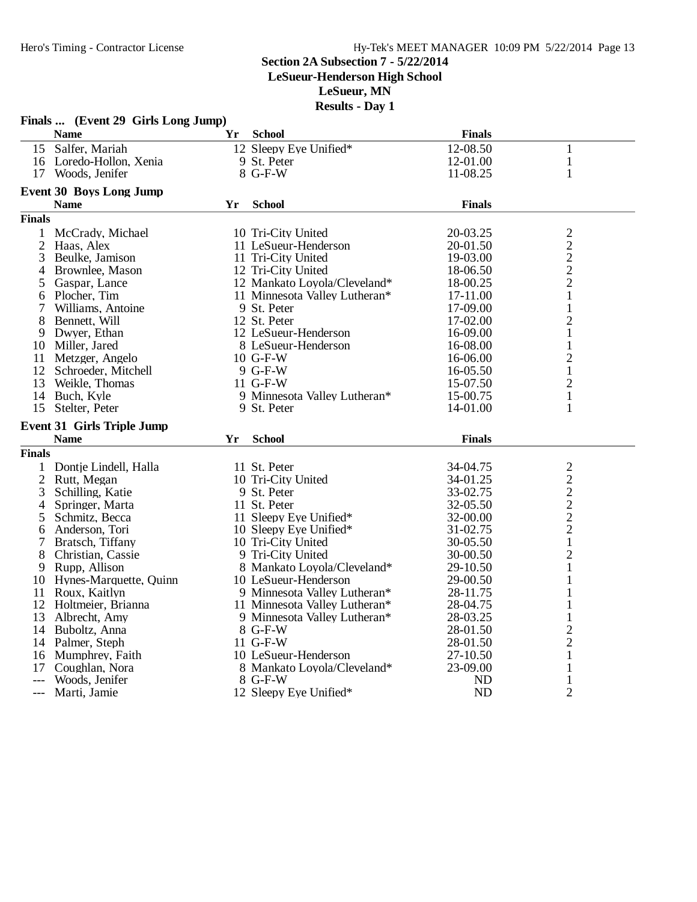## Section 2A Subsection 7 - 5/22/2014
**LeSueur-Henderson High School**
**LeSueur, MN**
**Results - Day 1**

### Finals ... (Event 29 Girls Long Jump)

| | Name | Yr | School | Finals | |
|---|---|---|---|---|---|
| 15 | Salfer, Mariah | 12 | Sleepy Eye Unified* | 12-08.50 | 1 |
| 16 | Loredo-Hollon, Xenia | 9 | St. Peter | 12-01.00 | 1 |
| 17 | Woods, Jenifer | 8 | G-F-W | 11-08.25 | 1 |

### Event 30 Boys Long Jump

**Finals**

| | Name | Yr | School | Finals | |
|---|---|---|---|---|---|
| 1 | McCrady, Michael | 10 | Tri-City United | 20-03.25 | 2 |
| 2 | Haas, Alex | 11 | LeSueur-Henderson | 20-01.50 | 2 |
| 3 | Beulke, Jamison | 11 | Tri-City United | 19-03.00 | 2 |
| 4 | Brownlee, Mason | 12 | Tri-City United | 18-06.50 | 2 |
| 5 | Gaspar, Lance | 12 | Mankato Loyola/Cleveland* | 18-00.25 | 2 |
| 6 | Plocher, Tim | 11 | Minnesota Valley Lutheran* | 17-11.00 | 1 |
| 7 | Williams, Antoine | 9 | St. Peter | 17-09.00 | 1 |
| 8 | Bennett, Will | 12 | St. Peter | 17-02.00 | 2 |
| 9 | Dwyer, Ethan | 12 | LeSueur-Henderson | 16-09.00 | 1 |
| 10 | Miller, Jared | 8 | LeSueur-Henderson | 16-08.00 | 1 |
| 11 | Metzger, Angelo | 10 | G-F-W | 16-06.00 | 2 |
| 12 | Schroeder, Mitchell | 9 | G-F-W | 16-05.50 | 1 |
| 13 | Weikle, Thomas | 11 | G-F-W | 15-07.50 | 2 |
| 14 | Buch, Kyle | 9 | Minnesota Valley Lutheran* | 15-00.75 | 1 |
| 15 | Stelter, Peter | 9 | St. Peter | 14-01.00 | 1 |

### Event 31 Girls Triple Jump

**Finals**

| | Name | Yr | School | Finals | |
|---|---|---|---|---|---|
| 1 | Dontje Lindell, Halla | 11 | St. Peter | 34-04.75 | 2 |
| 2 | Rutt, Megan | 10 | Tri-City United | 34-01.25 | 2 |
| 3 | Schilling, Katie | 9 | St. Peter | 33-02.75 | 2 |
| 4 | Springer, Marta | 11 | St. Peter | 32-05.50 | 2 |
| 5 | Schmitz, Becca | 11 | Sleepy Eye Unified* | 32-00.00 | 2 |
| 6 | Anderson, Tori | 10 | Sleepy Eye Unified* | 31-02.75 | 2 |
| 7 | Bratsch, Tiffany | 10 | Tri-City United | 30-05.50 | 1 |
| 8 | Christian, Cassie | 9 | Tri-City United | 30-00.50 | 2 |
| 9 | Rupp, Allison | 8 | Mankato Loyola/Cleveland* | 29-10.50 | 1 |
| 10 | Hynes-Marquette, Quinn | 10 | LeSueur-Henderson | 29-00.50 | 1 |
| 11 | Roux, Kaitlyn | 9 | Minnesota Valley Lutheran* | 28-11.75 | 1 |
| 12 | Holtmeier, Brianna | 11 | Minnesota Valley Lutheran* | 28-04.75 | 1 |
| 13 | Albrecht, Amy | 9 | Minnesota Valley Lutheran* | 28-03.25 | 1 |
| 14 | Buboltz, Anna | 8 | G-F-W | 28-01.50 | 2 |
| 14 | Palmer, Steph | 11 | G-F-W | 28-01.50 | 2 |
| 16 | Mumphrey, Faith | 10 | LeSueur-Henderson | 27-10.50 | 1 |
| 17 | Coughlan, Nora | 8 | Mankato Loyola/Cleveland* | 23-09.00 | 1 |
| --- | Woods, Jenifer | 8 | G-F-W | ND | 1 |
| --- | Marti, Jamie | 12 | Sleepy Eye Unified* | ND | 2 |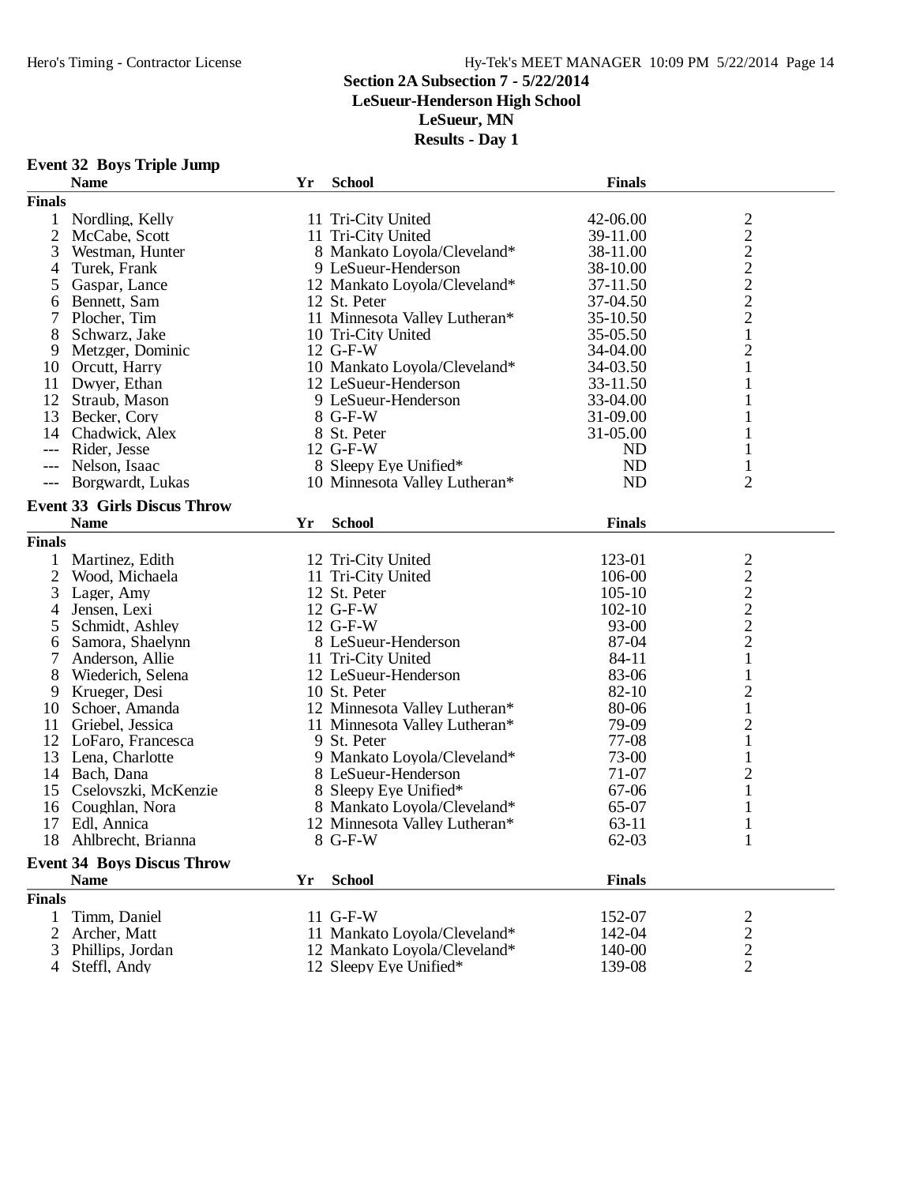**Section 2A Subsection 7 - 5/22/2014**
**LeSueur-Henderson High School**
**LeSueur, MN**
**Results - Day 1**

### Event 32 Boys Triple Jump

| | Name | Yr | School | Finals | |
|---|---|---|---|---|---|
| **Finals** | | | | | |
| 1 | Nordling, Kelly | 11 | Tri-City United | 42-06.00 | 2 |
| 2 | McCabe, Scott | 11 | Tri-City United | 39-11.00 | 2 |
| 3 | Westman, Hunter | 8 | Mankato Loyola/Cleveland* | 38-11.00 | 2 |
| 4 | Turek, Frank | 9 | LeSueur-Henderson | 38-10.00 | 2 |
| 5 | Gaspar, Lance | 12 | Mankato Loyola/Cleveland* | 37-11.50 | 2 |
| 6 | Bennett, Sam | 12 | St. Peter | 37-04.50 | 2 |
| 7 | Plocher, Tim | 11 | Minnesota Valley Lutheran* | 35-10.50 | 2 |
| 8 | Schwarz, Jake | 10 | Tri-City United | 35-05.50 | 1 |
| 9 | Metzger, Dominic | 12 | G-F-W | 34-04.00 | 2 |
| 10 | Orcutt, Harry | 10 | Mankato Loyola/Cleveland* | 34-03.50 | 1 |
| 11 | Dwyer, Ethan | 12 | LeSueur-Henderson | 33-11.50 | 1 |
| 12 | Straub, Mason | 9 | LeSueur-Henderson | 33-04.00 | 1 |
| 13 | Becker, Cory | 8 | G-F-W | 31-09.00 | 1 |
| 14 | Chadwick, Alex | 8 | St. Peter | 31-05.00 | 1 |
| --- | Rider, Jesse | 12 | G-F-W | ND | 1 |
| --- | Nelson, Isaac | 8 | Sleepy Eye Unified* | ND | 1 |
| --- | Borgwardt, Lukas | 10 | Minnesota Valley Lutheran* | ND | 2 |

### Event 33 Girls Discus Throw

| | Name | Yr | School | Finals | |
|---|---|---|---|---|---|
| **Finals** | | | | | |
| 1 | Martinez, Edith | 12 | Tri-City United | 123-01 | 2 |
| 2 | Wood, Michaela | 11 | Tri-City United | 106-00 | 2 |
| 3 | Lager, Amy | 12 | St. Peter | 105-10 | 2 |
| 4 | Jensen, Lexi | 12 | G-F-W | 102-10 | 2 |
| 5 | Schmidt, Ashley | 12 | G-F-W | 93-00 | 2 |
| 6 | Samora, Shaelynn | 8 | LeSueur-Henderson | 87-04 | 2 |
| 7 | Anderson, Allie | 11 | Tri-City United | 84-11 | 1 |
| 8 | Wiederich, Selena | 12 | LeSueur-Henderson | 83-06 | 1 |
| 9 | Krueger, Desi | 10 | St. Peter | 82-10 | 2 |
| 10 | Schoer, Amanda | 12 | Minnesota Valley Lutheran* | 80-06 | 1 |
| 11 | Griebel, Jessica | 11 | Minnesota Valley Lutheran* | 79-09 | 2 |
| 12 | LoFaro, Francesca | 9 | St. Peter | 77-08 | 1 |
| 13 | Lena, Charlotte | 9 | Mankato Loyola/Cleveland* | 73-00 | 1 |
| 14 | Bach, Dana | 8 | LeSueur-Henderson | 71-07 | 2 |
| 15 | Cselovszki, McKenzie | 8 | Sleepy Eye Unified* | 67-06 | 1 |
| 16 | Coughlan, Nora | 8 | Mankato Loyola/Cleveland* | 65-07 | 1 |
| 17 | Edl, Annica | 12 | Minnesota Valley Lutheran* | 63-11 | 1 |
| 18 | Ahlbrecht, Brianna | 8 | G-F-W | 62-03 | 1 |

### Event 34 Boys Discus Throw

| | Name | Yr | School | Finals | |
|---|---|---|---|---|---|
| **Finals** | | | | | |
| 1 | Timm, Daniel | 11 | G-F-W | 152-07 | 2 |
| 2 | Archer, Matt | 11 | Mankato Loyola/Cleveland* | 142-04 | 2 |
| 3 | Phillips, Jordan | 12 | Mankato Loyola/Cleveland* | 140-00 | 2 |
| 4 | Steffl, Andy | 12 | Sleepy Eye Unified* | 139-08 | 2 |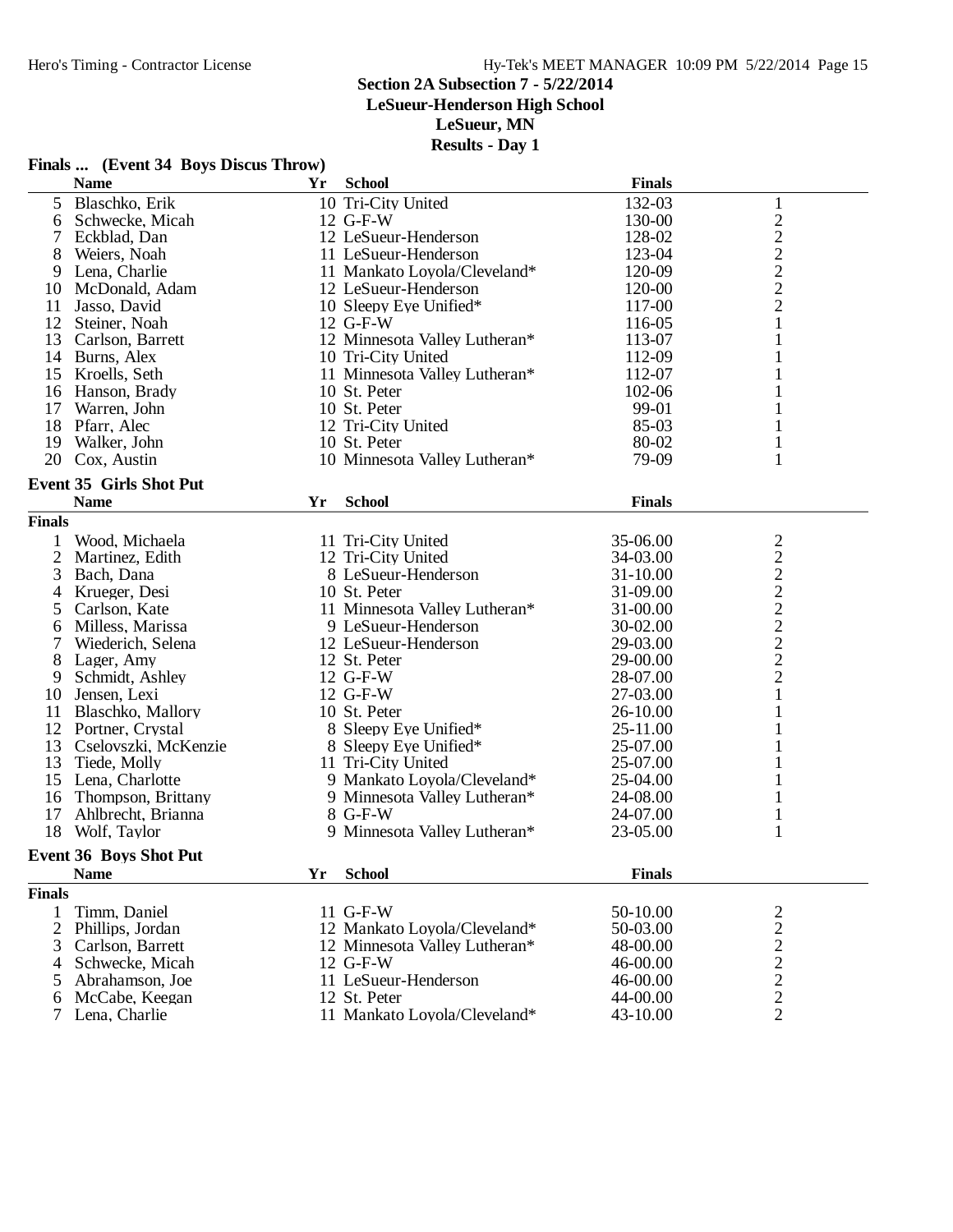## Section 2A Subsection 7 - 5/22/2014
## LeSueur-Henderson High School
## LeSueur, MN
## Results - Day 1

### Finals ... (Event 34 Boys Discus Throw)

| | Name | Yr | School | Finals | |
|---|---|---|---|---|---|
| 5 | Blaschko, Erik | 10 | Tri-City United | 132-03 | 1 |
| 6 | Schwecke, Micah | 12 | G-F-W | 130-00 | 2 |
| 7 | Eckblad, Dan | 12 | LeSueur-Henderson | 128-02 | 2 |
| 8 | Weiers, Noah | 11 | LeSueur-Henderson | 123-04 | 2 |
| 9 | Lena, Charlie | 11 | Mankato Loyola/Cleveland* | 120-09 | 2 |
| 10 | McDonald, Adam | 12 | LeSueur-Henderson | 120-00 | 2 |
| 11 | Jasso, David | 10 | Sleepy Eye Unified* | 117-00 | 2 |
| 12 | Steiner, Noah | 12 | G-F-W | 116-05 | 1 |
| 13 | Carlson, Barrett | 12 | Minnesota Valley Lutheran* | 113-07 | 1 |
| 14 | Burns, Alex | 10 | Tri-City United | 112-09 | 1 |
| 15 | Kroells, Seth | 11 | Minnesota Valley Lutheran* | 112-07 | 1 |
| 16 | Hanson, Brady | 10 | St. Peter | 102-06 | 1 |
| 17 | Warren, John | 10 | St. Peter | 99-01 | 1 |
| 18 | Pfarr, Alec | 12 | Tri-City United | 85-03 | 1 |
| 19 | Walker, John | 10 | St. Peter | 80-02 | 1 |
| 20 | Cox, Austin | 10 | Minnesota Valley Lutheran* | 79-09 | 1 |

### Event 35 Girls Shot Put

| | Name | Yr | School | Finals | |
|---|---|---|---|---|---|
| **Finals** | | | | | |
| 1 | Wood, Michaela | 11 | Tri-City United | 35-06.00 | 2 |
| 2 | Martinez, Edith | 12 | Tri-City United | 34-03.00 | 2 |
| 3 | Bach, Dana | 8 | LeSueur-Henderson | 31-10.00 | 2 |
| 4 | Krueger, Desi | 10 | St. Peter | 31-09.00 | 2 |
| 5 | Carlson, Kate | 11 | Minnesota Valley Lutheran* | 31-00.00 | 2 |
| 6 | Milless, Marissa | 9 | LeSueur-Henderson | 30-02.00 | 2 |
| 7 | Wiederich, Selena | 12 | LeSueur-Henderson | 29-03.00 | 2 |
| 8 | Lager, Amy | 12 | St. Peter | 29-00.00 | 2 |
| 9 | Schmidt, Ashley | 12 | G-F-W | 28-07.00 | 2 |
| 10 | Jensen, Lexi | 12 | G-F-W | 27-03.00 | 1 |
| 11 | Blaschko, Mallory | 10 | St. Peter | 26-10.00 | 1 |
| 12 | Portner, Crystal | 8 | Sleepy Eye Unified* | 25-11.00 | 1 |
| 13 | Cselovszki, McKenzie | 8 | Sleepy Eye Unified* | 25-07.00 | 1 |
| 13 | Tiede, Molly | 11 | Tri-City United | 25-07.00 | 1 |
| 15 | Lena, Charlotte | 9 | Mankato Loyola/Cleveland* | 25-04.00 | 1 |
| 16 | Thompson, Brittany | 9 | Minnesota Valley Lutheran* | 24-08.00 | 1 |
| 17 | Ahlbrecht, Brianna | 8 | G-F-W | 24-07.00 | 1 |
| 18 | Wolf, Taylor | 9 | Minnesota Valley Lutheran* | 23-05.00 | 1 |

### Event 36 Boys Shot Put

| | Name | Yr | School | Finals | |
|---|---|---|---|---|---|
| **Finals** | | | | | |
| 1 | Timm, Daniel | 11 | G-F-W | 50-10.00 | 2 |
| 2 | Phillips, Jordan | 12 | Mankato Loyola/Cleveland* | 50-03.00 | 2 |
| 3 | Carlson, Barrett | 12 | Minnesota Valley Lutheran* | 48-00.00 | 2 |
| 4 | Schwecke, Micah | 12 | G-F-W | 46-00.00 | 2 |
| 5 | Abrahamson, Joe | 11 | LeSueur-Henderson | 46-00.00 | 2 |
| 6 | McCabe, Keegan | 12 | St. Peter | 44-00.00 | 2 |
| 7 | Lena, Charlie | 11 | Mankato Loyola/Cleveland* | 43-10.00 | 2 |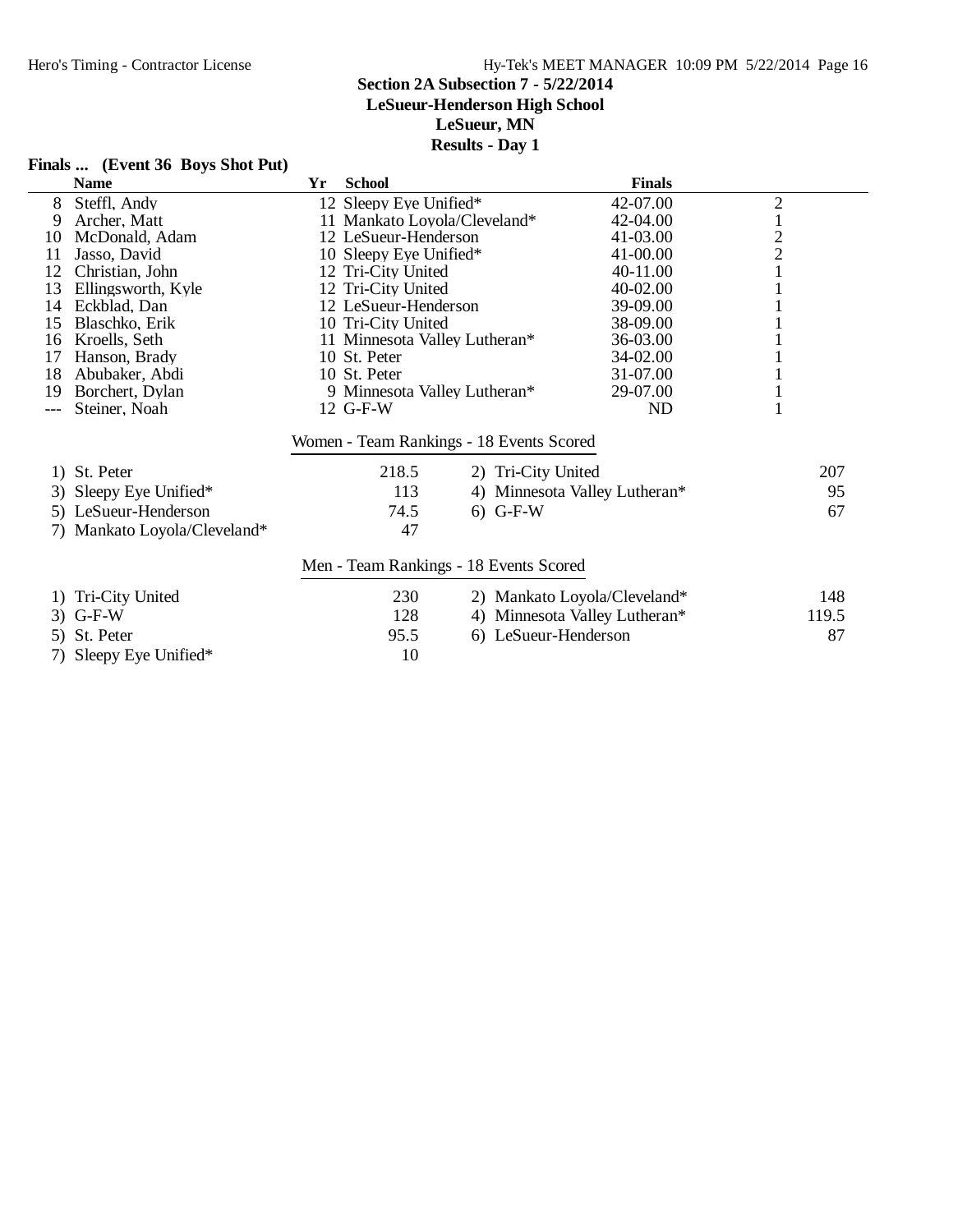## Section 2A Subsection 7 - 5/22/2014
## LeSueur-Henderson High School
## LeSueur, MN
## Results - Day 1

### Finals ... (Event 36 Boys Shot Put)

| | Name | Yr | School | Finals | |
|---|---|---|---|---|---|
| 8 | Steffl, Andy | 12 | Sleepy Eye Unified* | 42-07.00 | 2 |
| 9 | Archer, Matt | 11 | Mankato Loyola/Cleveland* | 42-04.00 | 1 |
| 10 | McDonald, Adam | 12 | LeSueur-Henderson | 41-03.00 | 2 |
| 11 | Jasso, David | 10 | Sleepy Eye Unified* | 41-00.00 | 2 |
| 12 | Christian, John | 12 | Tri-City United | 40-11.00 | 1 |
| 13 | Ellingsworth, Kyle | 12 | Tri-City United | 40-02.00 | 1 |
| 14 | Eckblad, Dan | 12 | LeSueur-Henderson | 39-09.00 | 1 |
| 15 | Blaschko, Erik | 10 | Tri-City United | 38-09.00 | 1 |
| 16 | Kroells, Seth | 11 | Minnesota Valley Lutheran* | 36-03.00 | 1 |
| 17 | Hanson, Brady | 10 | St. Peter | 34-02.00 | 1 |
| 18 | Abubaker, Abdi | 10 | St. Peter | 31-07.00 | 1 |
| 19 | Borchert, Dylan | 9 | Minnesota Valley Lutheran* | 29-07.00 | 1 |
| --- | Steiner, Noah | 12 | G-F-W | ND | 1 |

### Women - Team Rankings - 18 Events Scored

| | | | |
|---|---|---|---|
| 1) St. Peter | 218.5 | 2) Tri-City United | 207 |
| 3) Sleepy Eye Unified* | 113 | 4) Minnesota Valley Lutheran* | 95 |
| 5) LeSueur-Henderson | 74.5 | 6) G-F-W | 67 |
| 7) Mankato Loyola/Cleveland* | 47 | | |

### Men - Team Rankings - 18 Events Scored

| | | | |
|---|---|---|---|
| 1) Tri-City United | 230 | 2) Mankato Loyola/Cleveland* | 148 |
| 3) G-F-W | 128 | 4) Minnesota Valley Lutheran* | 119.5 |
| 5) St. Peter | 95.5 | 6) LeSueur-Henderson | 87 |
| 7) Sleepy Eye Unified* | 10 | | |